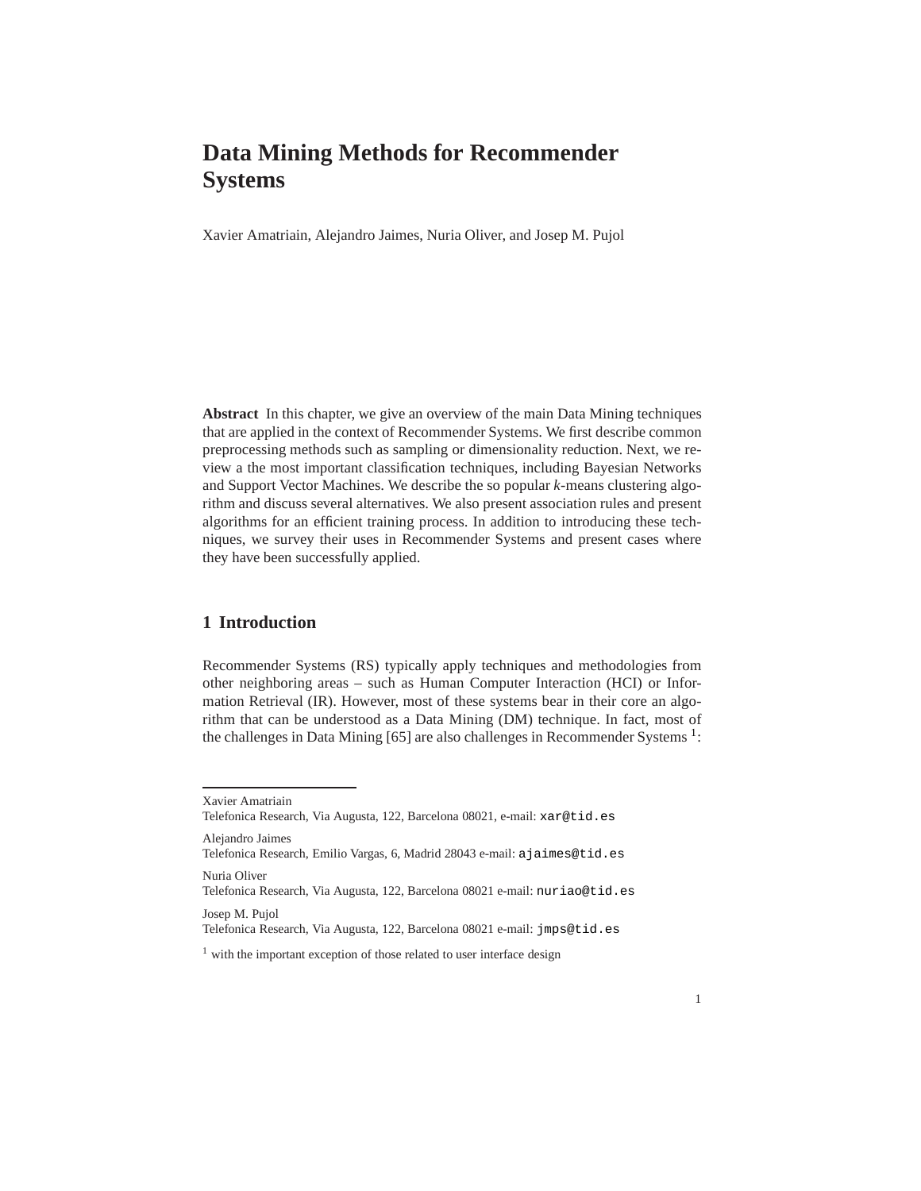# Data Mining Methods for Recommender Systems

Xavier Amatriain, Alejandro Jaimes, Nuria Oliver, and Josep M. Pujol

**Abstract** In this chapter, we give an overview of the main Data Mining techniques that are applied in the context of Recommender Systems. We first describe common preprocessing methods such as sampling or dimensionality reduction. Next, we review a the most important classification techniques, including Bayesian Networks and Support Vector Machines. We describe the so popular *k*-means clustering algorithm and discuss several alternatives. We also present association rules and present algorithms for an efficient training process. In addition to introducing these techniques, we survey their uses in Recommender Systems and present cases where they have been successfully applied.

## 1 Introduction

Recommender Systems (RS) typically apply techniques and methodologies from other neighboring areas – such as Human Computer Interaction (HCI) or Information Retrieval (IR). However, most of these systems bear in their core an algorithm that can be understood as a Data Mining (DM) technique. In fact, most of the challenges in Data Mining [65] are also challenges in Recommender Systems [1]:

---

Xavier Amatriain
Telefonica Research, Via Augusta, 122, Barcelona 08021, e-mail: `xar@tid.es`

Alejandro Jaimes
Telefonica Research, Emilio Vargas, 6, Madrid 28043 e-mail: `ajaimes@tid.es`

Nuria Oliver
Telefonica Research, Via Augusta, 122, Barcelona 08021 e-mail: `nuriao@tid.es`

Josep M. Pujol
Telefonica Research, Via Augusta, 122, Barcelona 08021 e-mail: `jmps@tid.es`

[1] with the important exception of those related to user interface design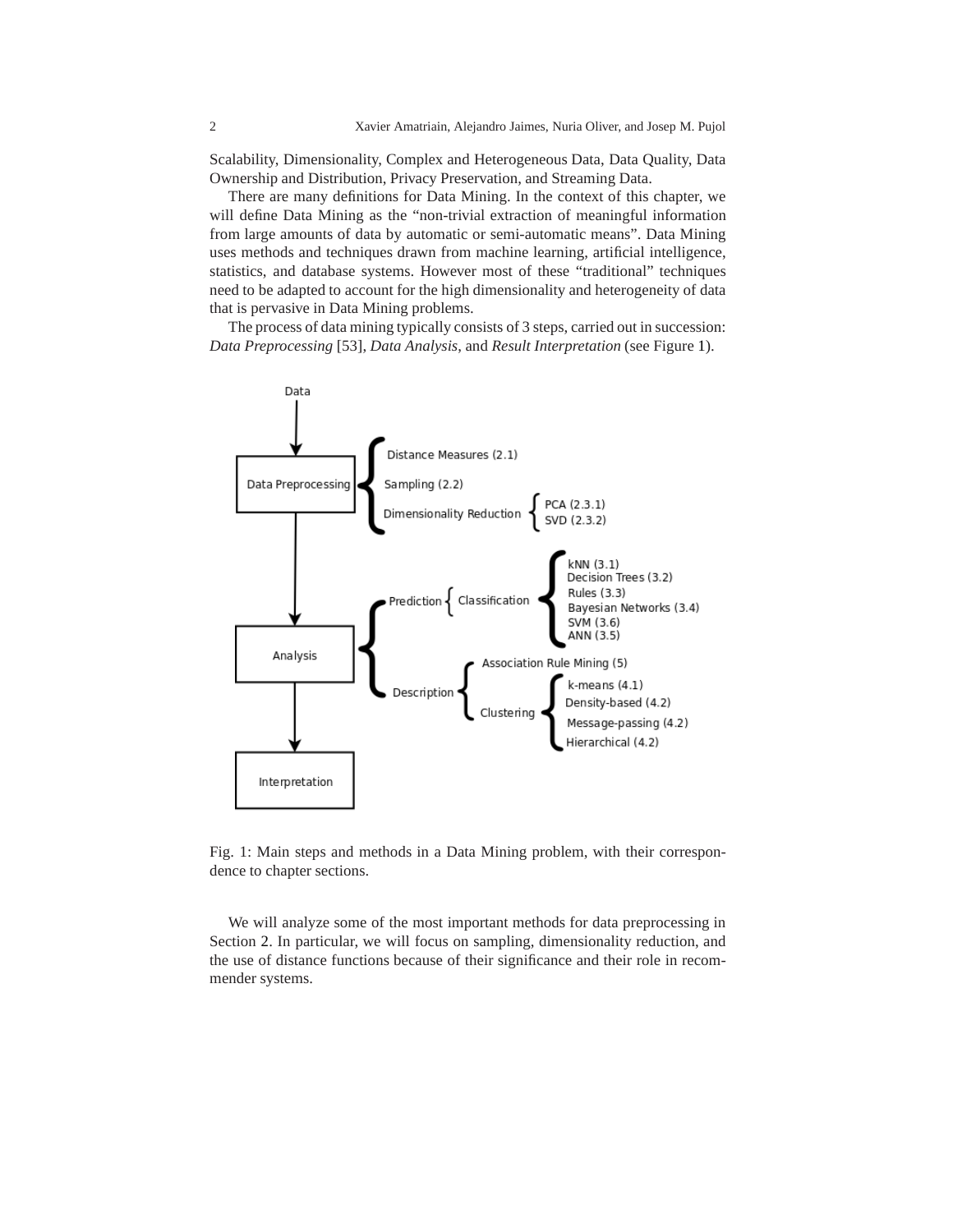Scalability, Dimensionality, Complex and Heterogeneous Data, Data Quality, Data Ownership and Distribution, Privacy Preservation, and Streaming Data.

There are many definitions for Data Mining. In the context of this chapter, we will define Data Mining as the "non-trivial extraction of meaningful information from large amounts of data by automatic or semi-automatic means". Data Mining uses methods and techniques drawn from machine learning, artificial intelligence, statistics, and database systems. However most of these "traditional" techniques need to be adapted to account for the high dimensionality and heterogeneity of data that is pervasive in Data Mining problems.

The process of data mining typically consists of 3 steps, carried out in succession: *Data Preprocessing* [53], *Data Analysis*, and *Result Interpretation* (see Figure 1).

Fig. 1: Main steps and methods in a Data Mining problem, with their correspondence to chapter sections.

We will analyze some of the most important methods for data preprocessing in Section 2. In particular, we will focus on sampling, dimensionality reduction, and the use of distance functions because of their significance and their role in recommender systems.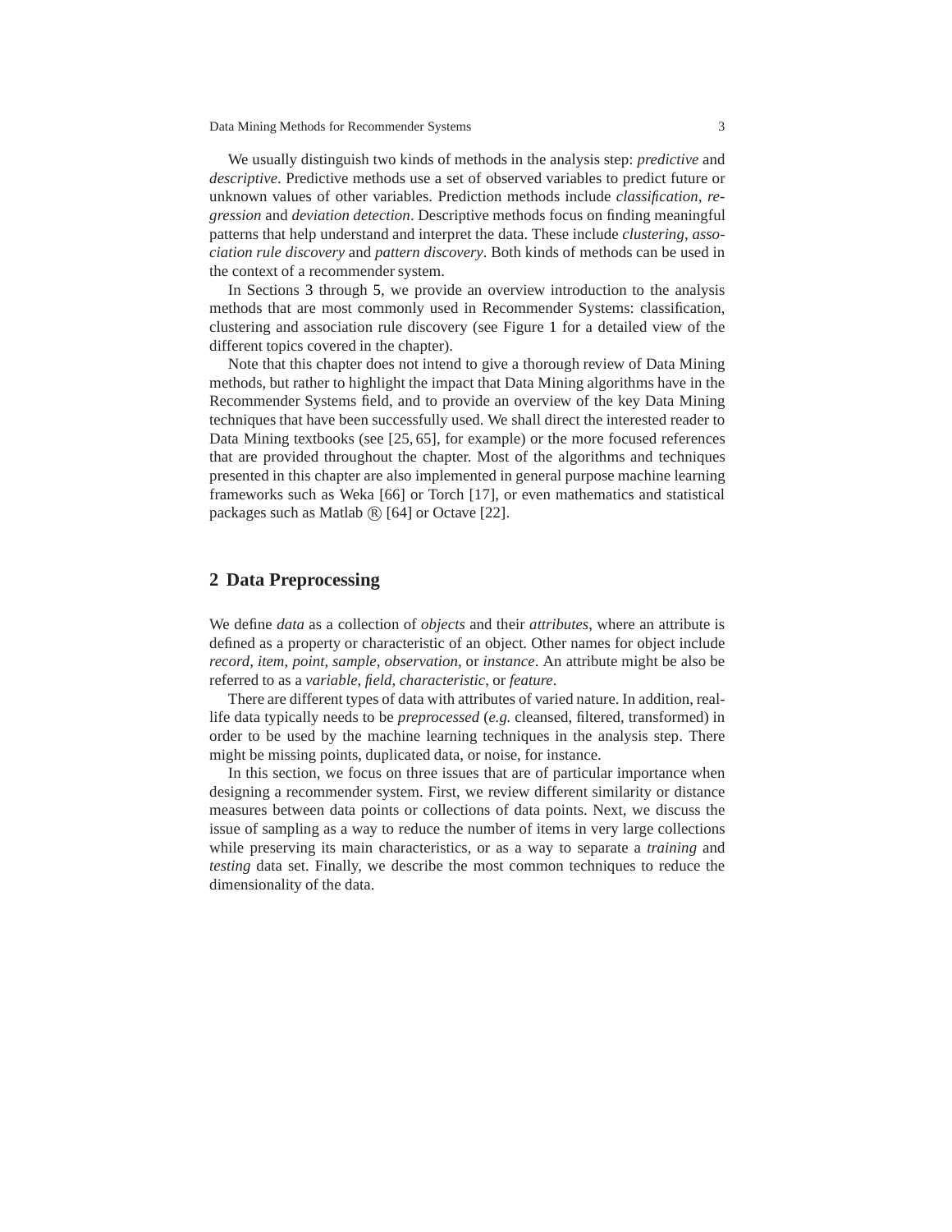We usually distinguish two kinds of methods in the analysis step: *predictive* and *descriptive*. Predictive methods use a set of observed variables to predict future or unknown values of other variables. Prediction methods include *classification*, *regression* and *deviation detection*. Descriptive methods focus on finding meaningful patterns that help understand and interpret the data. These include *clustering*, *association rule discovery* and *pattern discovery*. Both kinds of methods can be used in the context of a recommender system.

In Sections 3 through 5, we provide an overview introduction to the analysis methods that are most commonly used in Recommender Systems: classification, clustering and association rule discovery (see Figure 1 for a detailed view of the different topics covered in the chapter).

Note that this chapter does not intend to give a thorough review of Data Mining methods, but rather to highlight the impact that Data Mining algorithms have in the Recommender Systems field, and to provide an overview of the key Data Mining techniques that have been successfully used. We shall direct the interested reader to Data Mining textbooks (see [25, 65], for example) or the more focused references that are provided throughout the chapter. Most of the algorithms and techniques presented in this chapter are also implemented in general purpose machine learning frameworks such as Weka [66] or Torch [17], or even mathematics and statistical packages such as Matlab ® [64] or Octave [22].

## 2 Data Preprocessing

We define *data* as a collection of *objects* and their *attributes*, where an attribute is defined as a property or characteristic of an object. Other names for object include *record*, *item*, *point*, *sample*, *observation*, or *instance*. An attribute might be also be referred to as a *variable*, *field*, *characteristic*, or *feature*.

There are different types of data with attributes of varied nature. In addition, real-life data typically needs to be *preprocessed* (*e.g.* cleansed, filtered, transformed) in order to be used by the machine learning techniques in the analysis step. There might be missing points, duplicated data, or noise, for instance.

In this section, we focus on three issues that are of particular importance when designing a recommender system. First, we review different similarity or distance measures between data points or collections of data points. Next, we discuss the issue of sampling as a way to reduce the number of items in very large collections while preserving its main characteristics, or as a way to separate a *training* and *testing* data set. Finally, we describe the most common techniques to reduce the dimensionality of the data.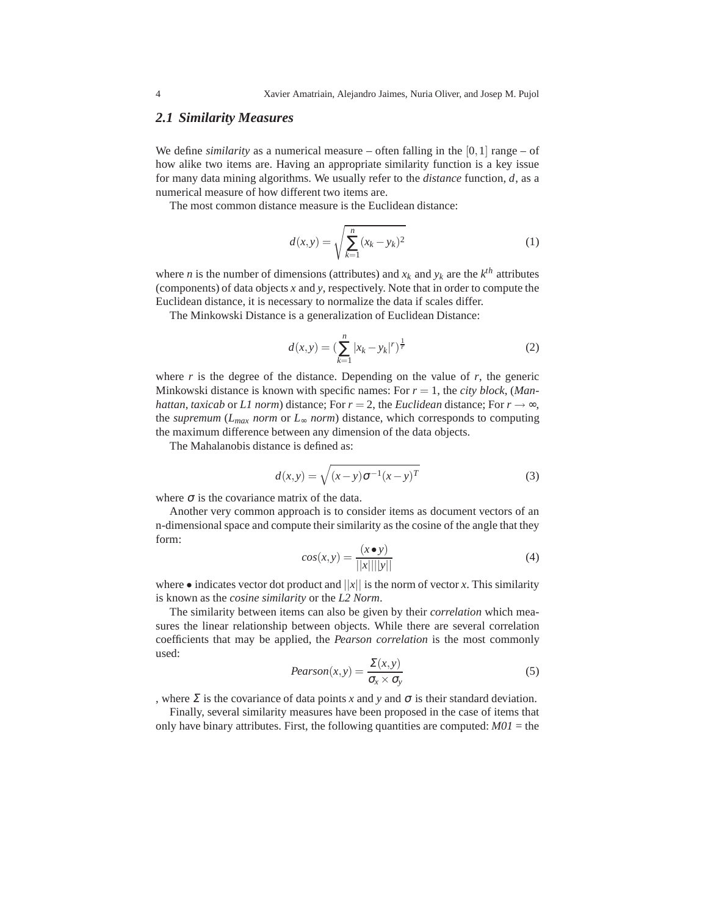## 2.1 Similarity Measures

We define *similarity* as a numerical measure – often falling in the $[0,1]$ range – of how alike two items are. Having an appropriate similarity function is a key issue for many data mining algorithms. We usually refer to the *distance* function, $d$, as a numerical measure of how different two items are.

The most common distance measure is the Euclidean distance:

$$d(x,y) = \sqrt{\sum_{k=1}^{n}(x_k - y_k)^2} \tag{1}$$

where $n$ is the number of dimensions (attributes) and $x_k$ and $y_k$ are the $k^{th}$ attributes (components) of data objects $x$ and $y$, respectively. Note that in order to compute the Euclidean distance, it is necessary to normalize the data if scales differ.

The Minkowski Distance is a generalization of Euclidean Distance:

$$d(x,y) = (\sum_{k=1}^{n}|x_k - y_k|^r)^{\frac{1}{r}} \tag{2}$$

where $r$ is the degree of the distance. Depending on the value of $r$, the generic Minkowski distance is known with specific names: For $r = 1$, the *city block*, (*Manhattan*, *taxicab* or *L1 norm*) distance; For $r = 2$, the *Euclidean* distance; For $r \rightarrow \infty$, the *supremum* ($L_{max}$ *norm* or $L_\infty$ *norm*) distance, which corresponds to computing the maximum difference between any dimension of the data objects.

The Mahalanobis distance is defined as:

$$d(x,y) = \sqrt{(x-y)\sigma^{-1}(x-y)^T} \tag{3}$$

where $\sigma$ is the covariance matrix of the data.

Another very common approach is to consider items as document vectors of an n-dimensional space and compute their similarity as the cosine of the angle that they form:

$$cos(x,y) = \frac{(x \bullet y)}{||x||||y||} \tag{4}$$

where $\bullet$ indicates vector dot product and $||x||$ is the norm of vector $x$. This similarity is known as the *cosine similarity* or the *L2 Norm*.

The similarity between items can also be given by their *correlation* which measures the linear relationship between objects. While there are several correlation coefficients that may be applied, the *Pearson correlation* is the most commonly used:

$$Pearson(x,y) = \frac{\Sigma(x,y)}{\sigma_x \times \sigma_y} \tag{5}$$

, where $\Sigma$ is the covariance of data points $x$ and $y$ and $\sigma$ is their standard deviation.

Finally, several similarity measures have been proposed in the case of items that only have binary attributes. First, the following quantities are computed: *M01* = the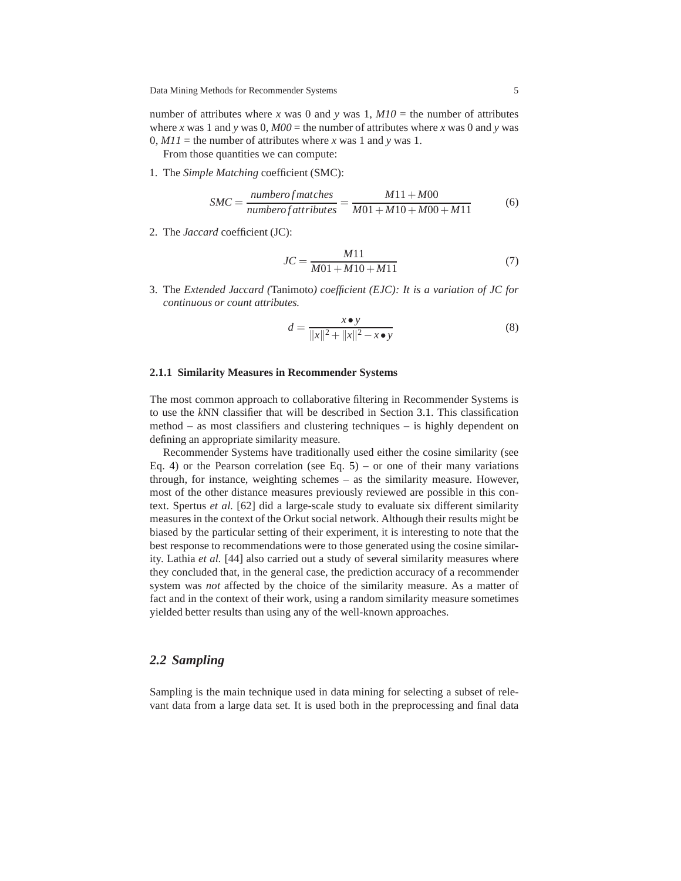number of attributes where $x$ was 0 and $y$ was 1, *M10* = the number of attributes where $x$ was 1 and $y$ was 0, *M00* = the number of attributes where $x$ was 0 and $y$ was 0, *M11* = the number of attributes where $x$ was 1 and $y$ was 1.

From those quantities we can compute:

1. The *Simple Matching* coefficient (SMC):

$$SMC = \frac{number of matches}{number of attributes} = \frac{M11 + M00}{M01 + M10 + M00 + M11} \tag{6}$$

2. The *Jaccard* coefficient (JC):

$$JC = \frac{M11}{M01 + M10 + M11} \tag{7}$$

3. The *Extended Jaccard (*Tanimoto*) coefficient (EJC): It is a variation of JC for continuous or count attributes.*

$$d = \frac{x \bullet y}{\|x\|^2 + \|x\|^2 - x \bullet y} \tag{8}$$

### 2.1.1 Similarity Measures in Recommender Systems

The most common approach to collaborative filtering in Recommender Systems is to use the *k*NN classifier that will be described in Section 3.1. This classification method – as most classifiers and clustering techniques – is highly dependent on defining an appropriate similarity measure.

Recommender Systems have traditionally used either the cosine similarity (see Eq. 4) or the Pearson correlation (see Eq. 5) – or one of their many variations through, for instance, weighting schemes – as the similarity measure. However, most of the other distance measures previously reviewed are possible in this context. Spertus *et al.* [62] did a large-scale study to evaluate six different similarity measures in the context of the Orkut social network. Although their results might be biased by the particular setting of their experiment, it is interesting to note that the best response to recommendations were to those generated using the cosine similarity. Lathia *et al.* [44] also carried out a study of several similarity measures where they concluded that, in the general case, the prediction accuracy of a recommender system was *not* affected by the choice of the similarity measure. As a matter of fact and in the context of their work, using a random similarity measure sometimes yielded better results than using any of the well-known approaches.

## *2.2 Sampling*

Sampling is the main technique used in data mining for selecting a subset of relevant data from a large data set. It is used both in the preprocessing and final data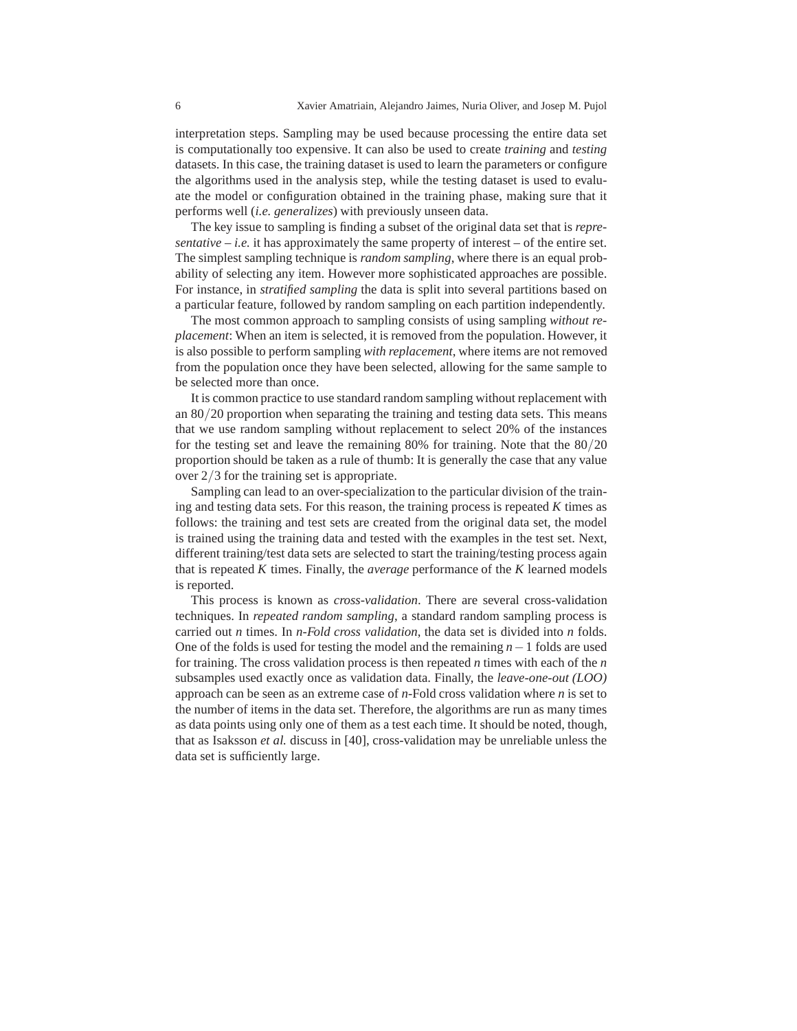interpretation steps. Sampling may be used because processing the entire data set is computationally too expensive. It can also be used to create *training* and *testing* datasets. In this case, the training dataset is used to learn the parameters or configure the algorithms used in the analysis step, while the testing dataset is used to evaluate the model or configuration obtained in the training phase, making sure that it performs well (*i.e. generalizes*) with previously unseen data.

The key issue to sampling is finding a subset of the original data set that is *representative* – *i.e.* it has approximately the same property of interest – of the entire set. The simplest sampling technique is *random sampling*, where there is an equal probability of selecting any item. However more sophisticated approaches are possible. For instance, in *stratified sampling* the data is split into several partitions based on a particular feature, followed by random sampling on each partition independently.

The most common approach to sampling consists of using sampling *without replacement*: When an item is selected, it is removed from the population. However, it is also possible to perform sampling *with replacement*, where items are not removed from the population once they have been selected, allowing for the same sample to be selected more than once.

It is common practice to use standard random sampling without replacement with an $80/20$ proportion when separating the training and testing data sets. This means that we use random sampling without replacement to select 20% of the instances for the testing set and leave the remaining 80% for training. Note that the $80/20$ proportion should be taken as a rule of thumb: It is generally the case that any value over $2/3$ for the training set is appropriate.

Sampling can lead to an over-specialization to the particular division of the training and testing data sets. For this reason, the training process is repeated $K$ times as follows: the training and test sets are created from the original data set, the model is trained using the training data and tested with the examples in the test set. Next, different training/test data sets are selected to start the training/testing process again that is repeated $K$ times. Finally, the *average* performance of the $K$ learned models is reported.

This process is known as *cross-validation*. There are several cross-validation techniques. In *repeated random sampling*, a standard random sampling process is carried out $n$ times. In *n-Fold cross validation*, the data set is divided into $n$ folds. One of the folds is used for testing the model and the remaining $n-1$ folds are used for training. The cross validation process is then repeated $n$ times with each of the $n$ subsamples used exactly once as validation data. Finally, the *leave-one-out (LOO)* approach can be seen as an extreme case of $n$-Fold cross validation where $n$ is set to the number of items in the data set. Therefore, the algorithms are run as many times as data points using only one of them as a test each time. It should be noted, though, that as Isaksson *et al.* discuss in [40], cross-validation may be unreliable unless the data set is sufficiently large.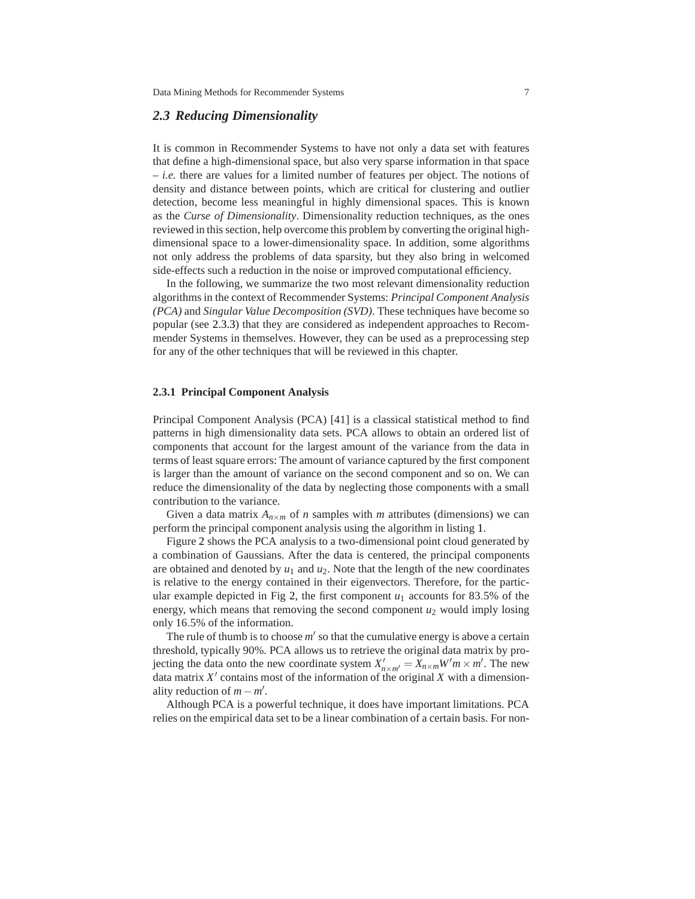## 2.3 Reducing Dimensionality

It is common in Recommender Systems to have not only a data set with features that define a high-dimensional space, but also very sparse information in that space – *i.e.* there are values for a limited number of features per object. The notions of density and distance between points, which are critical for clustering and outlier detection, become less meaningful in highly dimensional spaces. This is known as the *Curse of Dimensionality*. Dimensionality reduction techniques, as the ones reviewed in this section, help overcome this problem by converting the original high-dimensional space to a lower-dimensionality space. In addition, some algorithms not only address the problems of data sparsity, but they also bring in welcomed side-effects such a reduction in the noise or improved computational efficiency.

In the following, we summarize the two most relevant dimensionality reduction algorithms in the context of Recommender Systems: *Principal Component Analysis (PCA)* and *Singular Value Decomposition (SVD)*. These techniques have become so popular (see 2.3.3) that they are considered as independent approaches to Recommender Systems in themselves. However, they can be used as a preprocessing step for any of the other techniques that will be reviewed in this chapter.

### 2.3.1 Principal Component Analysis

Principal Component Analysis (PCA) [41] is a classical statistical method to find patterns in high dimensionality data sets. PCA allows to obtain an ordered list of components that account for the largest amount of the variance from the data in terms of least square errors: The amount of variance captured by the first component is larger than the amount of variance on the second component and so on. We can reduce the dimensionality of the data by neglecting those components with a small contribution to the variance.

Given a data matrix $A_{n \times m}$ of $n$ samples with $m$ attributes (dimensions) we can perform the principal component analysis using the algorithm in listing 1.

Figure 2 shows the PCA analysis to a two-dimensional point cloud generated by a combination of Gaussians. After the data is centered, the principal components are obtained and denoted by $u_1$ and $u_2$. Note that the length of the new coordinates is relative to the energy contained in their eigenvectors. Therefore, for the particular example depicted in Fig 2, the first component $u_1$ accounts for 83.5% of the energy, which means that removing the second component $u_2$ would imply losing only 16.5% of the information.

The rule of thumb is to choose $m'$ so that the cumulative energy is above a certain threshold, typically 90%. PCA allows us to retrieve the original data matrix by projecting the data onto the new coordinate system $X'_{n \times m'} = X_{n \times m} W' m \times m'$. The new data matrix $X'$ contains most of the information of the original $X$ with a dimensionality reduction of $m - m'$.

Although PCA is a powerful technique, it does have important limitations. PCA relies on the empirical data set to be a linear combination of a certain basis. For non-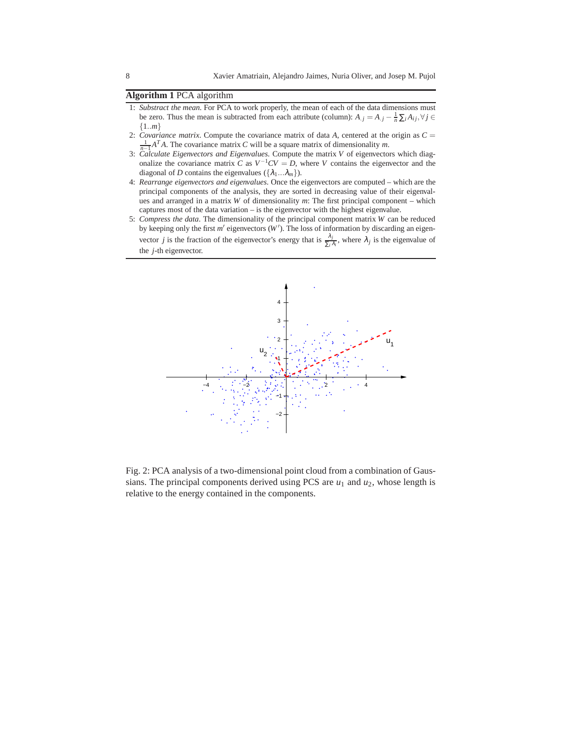**Algorithm 1** PCA algorithm

1: *Substract the mean*. For PCA to work properly, the mean of each of the data dimensions must be zero. Thus the mean is subtracted from each attribute (column): $A_{.j} = A_{.j} - \frac{1}{n}\sum_i A_{ij}, \forall j \in \{1..m\}$

2: *Covariance matrix*. Compute the covariance matrix of data $A$, centered at the origin as $C = \frac{1}{n-1}A^T A$. The covariance matrix $C$ will be a square matrix of dimensionality $m$.

3: *Calculate Eigenvectors and Eigenvalues*. Compute the matrix $V$ of eigenvectors which diagonalize the covariance matrix $C$ as $V^{-1}CV = D$, where $V$ contains the eigenvector and the diagonal of $D$ contains the eigenvalues ($\{\lambda_1...\lambda_m\}$).

4: *Rearrange eigenvectors and eigenvalues*. Once the eigenvectors are computed – which are the principal components of the analysis, they are sorted in decreasing value of their eigenvalues and arranged in a matrix $W$ of dimensionality $m$: The first principal component – which captures most of the data variation – is the eigenvector with the highest eigenvalue.

5: *Compress the data*. The dimensionality of the principal component matrix $W$ can be reduced by keeping only the first $m'$ eigenvectors ($W'$). The loss of information by discarding an eigenvector $j$ is the fraction of the eigenvector's energy that is $\frac{\lambda_j}{\sum_i \lambda_i}$, where $\lambda_j$ is the eigenvalue of the $j$-th eigenvector.

Fig. 2: PCA analysis of a two-dimensional point cloud from a combination of Gaussians. The principal components derived using PCS are $u_1$ and $u_2$, whose length is relative to the energy contained in the components.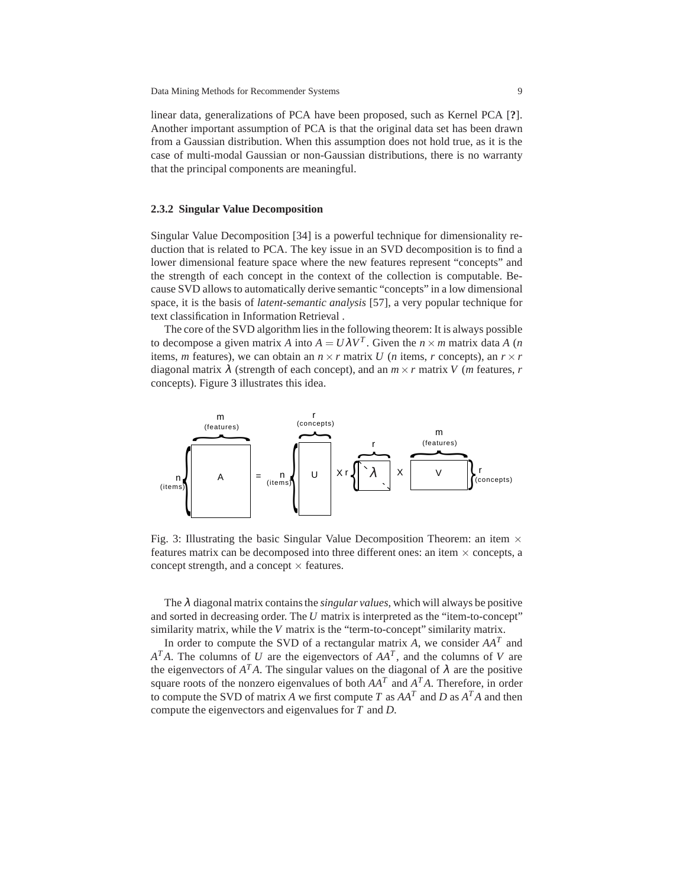linear data, generalizations of PCA have been proposed, such as Kernel PCA [**?**]. Another important assumption of PCA is that the original data set has been drawn from a Gaussian distribution. When this assumption does not hold true, as it is the case of multi-modal Gaussian or non-Gaussian distributions, there is no warranty that the principal components are meaningful.

### 2.3.2 Singular Value Decomposition

Singular Value Decomposition [34] is a powerful technique for dimensionality reduction that is related to PCA. The key issue in an SVD decomposition is to find a lower dimensional feature space where the new features represent "concepts" and the strength of each concept in the context of the collection is computable. Because SVD allows to automatically derive semantic "concepts" in a low dimensional space, it is the basis of *latent-semantic analysis* [57], a very popular technique for text classification in Information Retrieval .

The core of the SVD algorithm lies in the following theorem: It is always possible to decompose a given matrix $A$ into $A = U\lambda V^T$. Given the $n \times m$ matrix data $A$ ($n$ items, $m$ features), we can obtain an $n \times r$ matrix $U$ ($n$ items, $r$ concepts), an $r \times r$ diagonal matrix $\lambda$ (strength of each concept), and an $m \times r$ matrix $V$ ($m$ features, $r$ concepts). Figure 3 illustrates this idea.

Fig. 3: Illustrating the basic Singular Value Decomposition Theorem: an item $\times$ features matrix can be decomposed into three different ones: an item $\times$ concepts, a concept strength, and a concept $\times$ features.

The $\lambda$ diagonal matrix contains the *singular values*, which will always be positive and sorted in decreasing order. The $U$ matrix is interpreted as the "item-to-concept" similarity matrix, while the $V$ matrix is the "term-to-concept" similarity matrix.

In order to compute the SVD of a rectangular matrix $A$, we consider $AA^T$ and $A^TA$. The columns of $U$ are the eigenvectors of $AA^T$, and the columns of $V$ are the eigenvectors of $A^TA$. The singular values on the diagonal of $\lambda$ are the positive square roots of the nonzero eigenvalues of both $AA^T$ and $A^TA$. Therefore, in order to compute the SVD of matrix $A$ we first compute $T$ as $AA^T$ and $D$ as $A^TA$ and then compute the eigenvectors and eigenvalues for $T$ and $D$.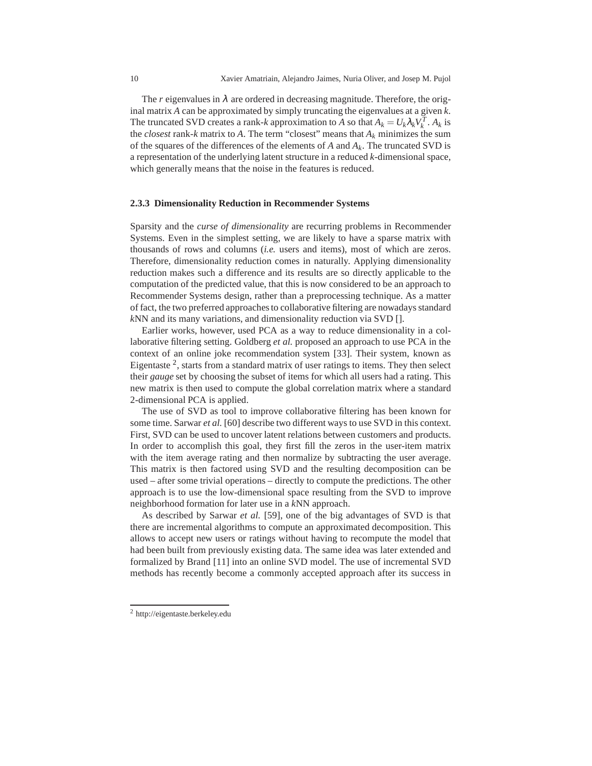The $r$ eigenvalues in $\lambda$ are ordered in decreasing magnitude. Therefore, the original matrix $A$ can be approximated by simply truncating the eigenvalues at a given $k$. The truncated SVD creates a rank-$k$ approximation to $A$ so that $A_k = U_k \lambda_k V_k^T$. $A_k$ is the *closest* rank-$k$ matrix to $A$. The term "closest" means that $A_k$ minimizes the sum of the squares of the differences of the elements of $A$ and $A_k$. The truncated SVD is a representation of the underlying latent structure in a reduced $k$-dimensional space, which generally means that the noise in the features is reduced.

### 2.3.3 Dimensionality Reduction in Recommender Systems

Sparsity and the *curse of dimensionality* are recurring problems in Recommender Systems. Even in the simplest setting, we are likely to have a sparse matrix with thousands of rows and columns (*i.e.* users and items), most of which are zeros. Therefore, dimensionality reduction comes in naturally. Applying dimensionality reduction makes such a difference and its results are so directly applicable to the computation of the predicted value, that this is now considered to be an approach to Recommender Systems design, rather than a preprocessing technique. As a matter of fact, the two preferred approaches to collaborative filtering are nowadays standard *k*NN and its many variations, and dimensionality reduction via SVD [].

Earlier works, however, used PCA as a way to reduce dimensionality in a collaborative filtering setting. Goldberg *et al.* proposed an approach to use PCA in the context of an online joke recommendation system [33]. Their system, known as Eigentaste [2], starts from a standard matrix of user ratings to items. They then select their *gauge* set by choosing the subset of items for which all users had a rating. This new matrix is then used to compute the global correlation matrix where a standard 2-dimensional PCA is applied.

The use of SVD as tool to improve collaborative filtering has been known for some time. Sarwar *et al.* [60] describe two different ways to use SVD in this context. First, SVD can be used to uncover latent relations between customers and products. In order to accomplish this goal, they first fill the zeros in the user-item matrix with the item average rating and then normalize by subtracting the user average. This matrix is then factored using SVD and the resulting decomposition can be used – after some trivial operations – directly to compute the predictions. The other approach is to use the low-dimensional space resulting from the SVD to improve neighborhood formation for later use in a *k*NN approach.

As described by Sarwar *et al.* [59], one of the big advantages of SVD is that there are incremental algorithms to compute an approximated decomposition. This allows to accept new users or ratings without having to recompute the model that had been built from previously existing data. The same idea was later extended and formalized by Brand [11] into an online SVD model. The use of incremental SVD methods has recently become a commonly accepted approach after its success in

[2] http://eigentaste.berkeley.edu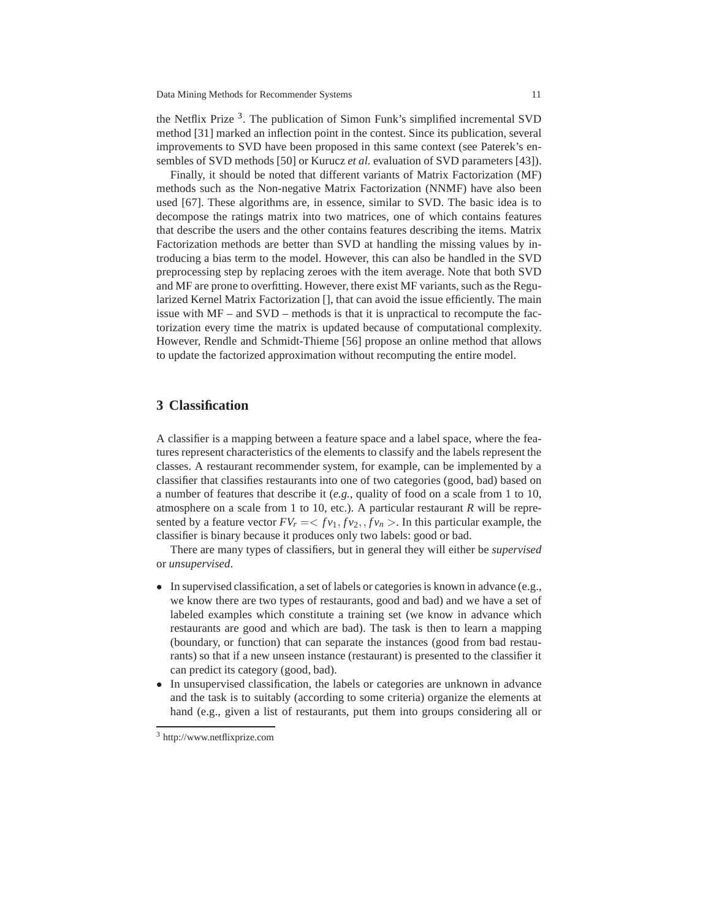the Netflix Prize [3]. The publication of Simon Funk's simplified incremental SVD method [31] marked an inflection point in the contest. Since its publication, several improvements to SVD have been proposed in this same context (see Paterek's ensembles of SVD methods [50] or Kurucz *et al.* evaluation of SVD parameters [43]).

Finally, it should be noted that different variants of Matrix Factorization (MF) methods such as the Non-negative Matrix Factorization (NNMF) have also been used [67]. These algorithms are, in essence, similar to SVD. The basic idea is to decompose the ratings matrix into two matrices, one of which contains features that describe the users and the other contains features describing the items. Matrix Factorization methods are better than SVD at handling the missing values by introducing a bias term to the model. However, this can also be handled in the SVD preprocessing step by replacing zeroes with the item average. Note that both SVD and MF are prone to overfitting. However, there exist MF variants, such as the Regularized Kernel Matrix Factorization [], that can avoid the issue efficiently. The main issue with MF – and SVD – methods is that it is unpractical to recompute the factorization every time the matrix is updated because of computational complexity. However, Rendle and Schmidt-Thieme [56] propose an online method that allows to update the factorized approximation without recomputing the entire model.

## 3 Classification

A classifier is a mapping between a feature space and a label space, where the features represent characteristics of the elements to classify and the labels represent the classes. A restaurant recommender system, for example, can be implemented by a classifier that classifies restaurants into one of two categories (good, bad) based on a number of features that describe it (*e.g.,* quality of food on a scale from 1 to 10, atmosphere on a scale from 1 to 10, etc.). A particular restaurant $R$ will be represented by a feature vector $FV_r =< fv_1, fv_2, , fv_n >$. In this particular example, the classifier is binary because it produces only two labels: good or bad.

There are many types of classifiers, but in general they will either be *supervised* or *unsupervised*.

- In supervised classification, a set of labels or categories is known in advance (e.g., we know there are two types of restaurants, good and bad) and we have a set of labeled examples which constitute a training set (we know in advance which restaurants are good and which are bad). The task is then to learn a mapping (boundary, or function) that can separate the instances (good from bad restaurants) so that if a new unseen instance (restaurant) is presented to the classifier it can predict its category (good, bad).
- In unsupervised classification, the labels or categories are unknown in advance and the task is to suitably (according to some criteria) organize the elements at hand (e.g., given a list of restaurants, put them into groups considering all or

[3] http://www.netflixprize.com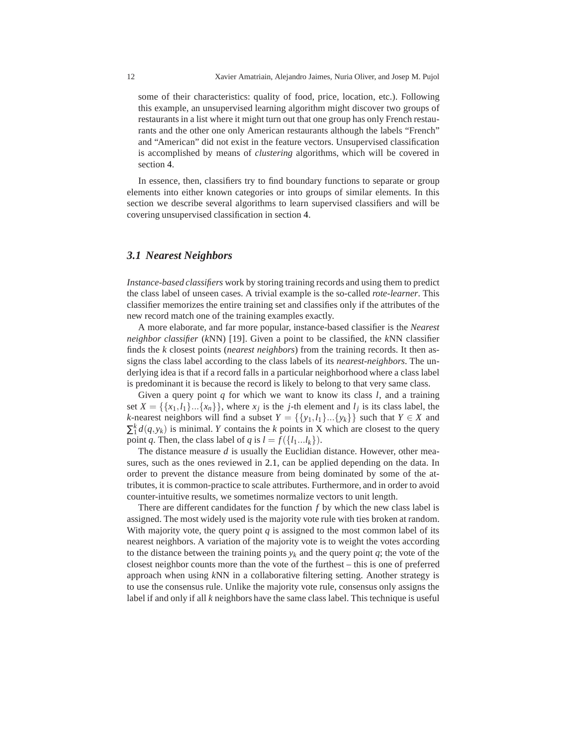some of their characteristics: quality of food, price, location, etc.). Following this example, an unsupervised learning algorithm might discover two groups of restaurants in a list where it might turn out that one group has only French restaurants and the other one only American restaurants although the labels "French" and "American" did not exist in the feature vectors. Unsupervised classification is accomplished by means of *clustering* algorithms, which will be covered in section 4.

In essence, then, classifiers try to find boundary functions to separate or group elements into either known categories or into groups of similar elements. In this section we describe several algorithms to learn supervised classifiers and will be covering unsupervised classification in section 4.

### *3.1 Nearest Neighbors*

*Instance-based classifiers* work by storing training records and using them to predict the class label of unseen cases. A trivial example is the so-called *rote-learner*. This classifier memorizes the entire training set and classifies only if the attributes of the new record match one of the training examples exactly.

A more elaborate, and far more popular, instance-based classifier is the *Nearest neighbor classifier* (*k*NN) [19]. Given a point to be classified, the *k*NN classifier finds the *k* closest points (*nearest neighbors*) from the training records. It then assigns the class label according to the class labels of its *nearest-neighbors*. The underlying idea is that if a record falls in a particular neighborhood where a class label is predominant it is because the record is likely to belong to that very same class.

Given a query point $q$ for which we want to know its class $l$, and a training set $X = \{\{x_1, l_1\} ... \{x_n\}\}$, where $x_j$ is the $j$-th element and $l_j$ is its class label, the $k$-nearest neighbors will find a subset $Y = \{\{y_1, l_1\} ... \{y_k\}\}$ such that $Y \in X$ and $\sum_1^k d(q, y_k)$ is minimal. $Y$ contains the $k$ points in X which are closest to the query point $q$. Then, the class label of $q$ is $l = f(\{l_1 ... l_k\})$.

The distance measure $d$ is usually the Euclidian distance. However, other measures, such as the ones reviewed in 2.1, can be applied depending on the data. In order to prevent the distance measure from being dominated by some of the attributes, it is common-practice to scale attributes. Furthermore, and in order to avoid counter-intuitive results, we sometimes normalize vectors to unit length.

There are different candidates for the function $f$ by which the new class label is assigned. The most widely used is the majority vote rule with ties broken at random. With majority vote, the query point $q$ is assigned to the most common label of its nearest neighbors. A variation of the majority vote is to weight the votes according to the distance between the training points $y_k$ and the query point $q$; the vote of the closest neighbor counts more than the vote of the furthest – this is one of preferred approach when using *k*NN in a collaborative filtering setting. Another strategy is to use the consensus rule. Unlike the majority vote rule, consensus only assigns the label if and only if all *k* neighbors have the same class label. This technique is useful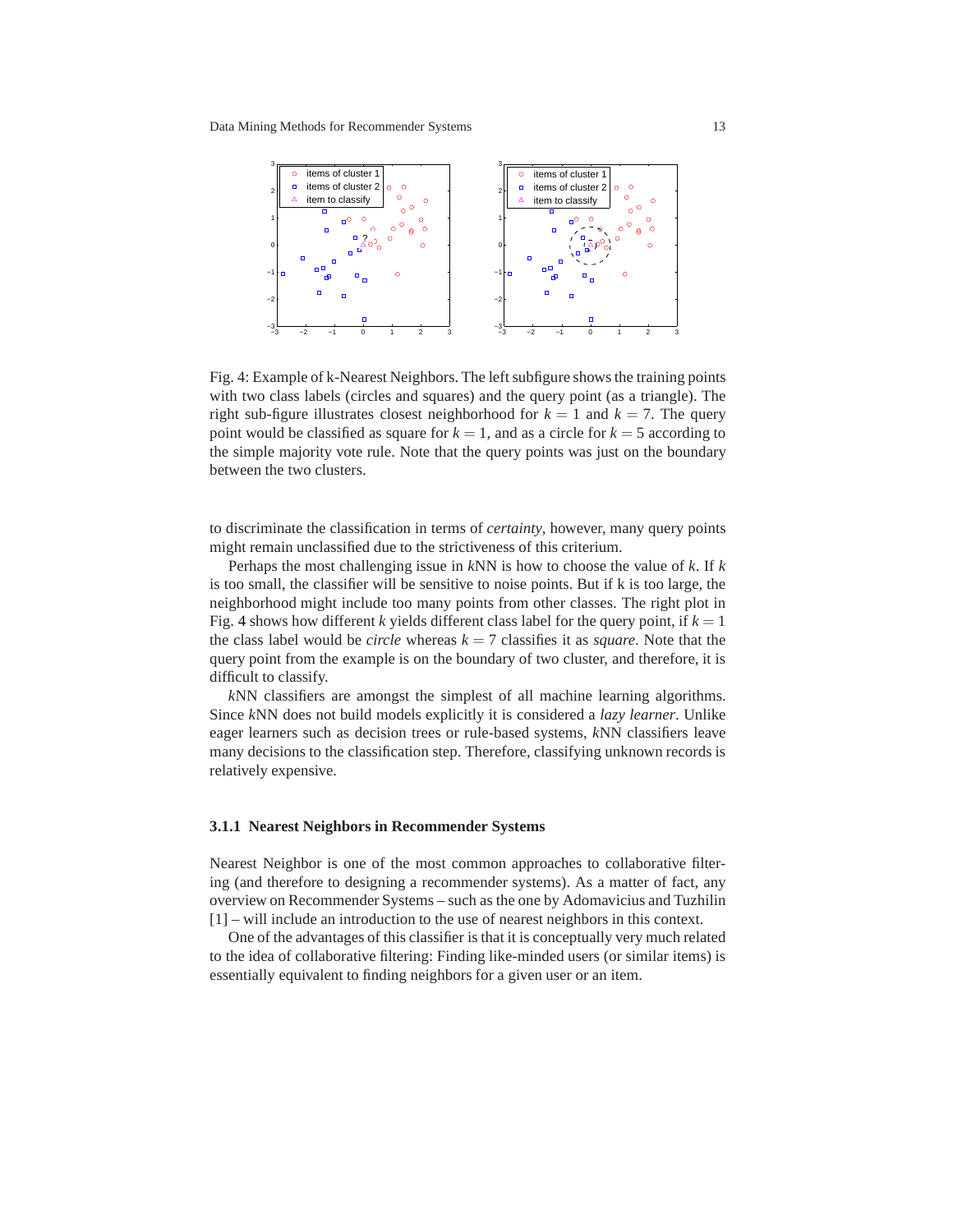Fig. 4: Example of k-Nearest Neighbors. The left subfigure shows the training points with two class labels (circles and squares) and the query point (as a triangle). The right sub-figure illustrates closest neighborhood for $k = 1$ and $k = 7$. The query point would be classified as square for $k = 1$, and as a circle for $k = 5$ according to the simple majority vote rule. Note that the query points was just on the boundary between the two clusters.

to discriminate the classification in terms of *certainty*, however, many query points might remain unclassified due to the strictiveness of this criterium.

Perhaps the most challenging issue in *k*NN is how to choose the value of $k$. If $k$ is too small, the classifier will be sensitive to noise points. But if k is too large, the neighborhood might include too many points from other classes. The right plot in Fig. 4 shows how different $k$ yields different class label for the query point, if $k = 1$ the class label would be *circle* whereas $k = 7$ classifies it as *square*. Note that the query point from the example is on the boundary of two cluster, and therefore, it is difficult to classify.

*k*NN classifiers are amongst the simplest of all machine learning algorithms. Since *k*NN does not build models explicitly it is considered a *lazy learner*. Unlike eager learners such as decision trees or rule-based systems, *k*NN classifiers leave many decisions to the classification step. Therefore, classifying unknown records is relatively expensive.

### 3.1.1 Nearest Neighbors in Recommender Systems

Nearest Neighbor is one of the most common approaches to collaborative filtering (and therefore to designing a recommender systems). As a matter of fact, any overview on Recommender Systems – such as the one by Adomavicius and Tuzhilin [1] – will include an introduction to the use of nearest neighbors in this context.

One of the advantages of this classifier is that it is conceptually very much related to the idea of collaborative filtering: Finding like-minded users (or similar items) is essentially equivalent to finding neighbors for a given user or an item.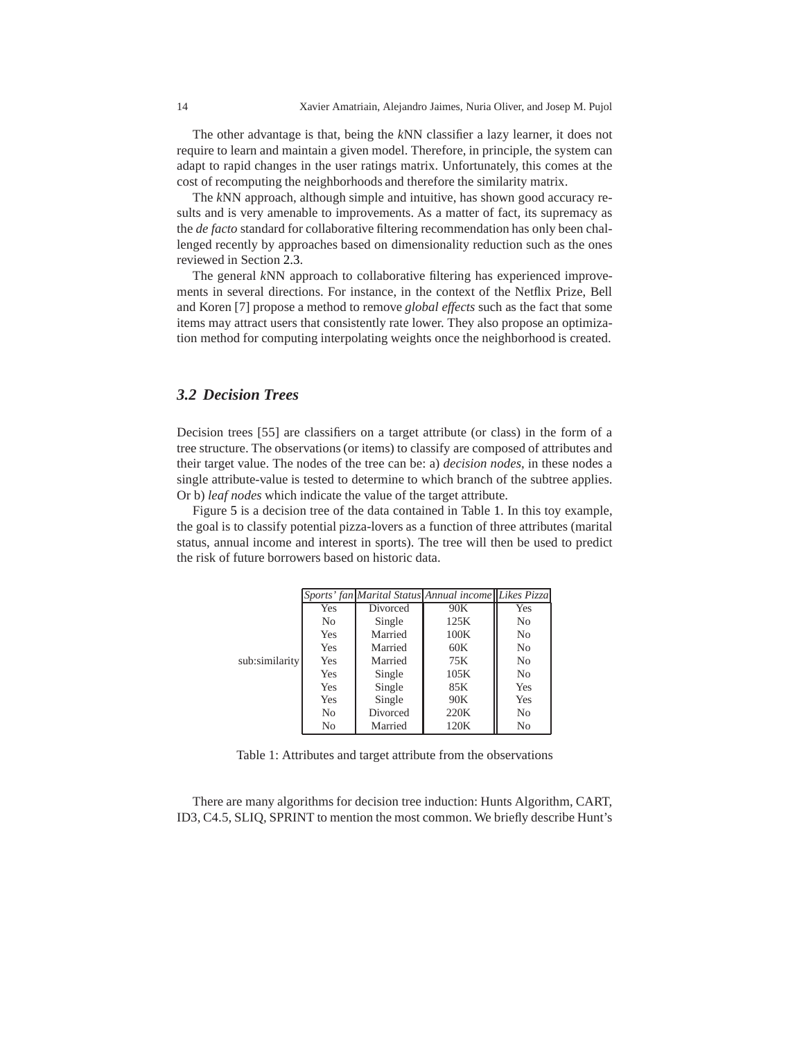The other advantage is that, being the *k*NN classifier a lazy learner, it does not require to learn and maintain a given model. Therefore, in principle, the system can adapt to rapid changes in the user ratings matrix. Unfortunately, this comes at the cost of recomputing the neighborhoods and therefore the similarity matrix.

The *k*NN approach, although simple and intuitive, has shown good accuracy results and is very amenable to improvements. As a matter of fact, its supremacy as the *de facto* standard for collaborative filtering recommendation has only been challenged recently by approaches based on dimensionality reduction such as the ones reviewed in Section 2.3.

The general *k*NN approach to collaborative filtering has experienced improvements in several directions. For instance, in the context of the Netflix Prize, Bell and Koren [7] propose a method to remove *global effects* such as the fact that some items may attract users that consistently rate lower. They also propose an optimization method for computing interpolating weights once the neighborhood is created.

## *3.2 Decision Trees*

Decision trees [55] are classifiers on a target attribute (or class) in the form of a tree structure. The observations (or items) to classify are composed of attributes and their target value. The nodes of the tree can be: a) *decision nodes*, in these nodes a single attribute-value is tested to determine to which branch of the subtree applies. Or b) *leaf nodes* which indicate the value of the target attribute.

Figure 5 is a decision tree of the data contained in Table 1. In this toy example, the goal is to classify potential pizza-lovers as a function of three attributes (marital status, annual income and interest in sports). The tree will then be used to predict the risk of future borrowers based on historic data.

sub:similarity

| *Sports' fan* | *Marital Status* | *Annual income* | *Likes Pizza* |
|---|---|---|---|
| Yes | Divorced | 90K | Yes |
| No | Single | 125K | No |
| Yes | Married | 100K | No |
| Yes | Married | 60K | No |
| Yes | Married | 75K | No |
| Yes | Single | 105K | No |
| Yes | Single | 85K | Yes |
| Yes | Single | 90K | Yes |
| No | Divorced | 220K | No |
| No | Married | 120K | No |

Table 1: Attributes and target attribute from the observations

There are many algorithms for decision tree induction: Hunts Algorithm, CART, ID3, C4.5, SLIQ, SPRINT to mention the most common. We briefly describe Hunt's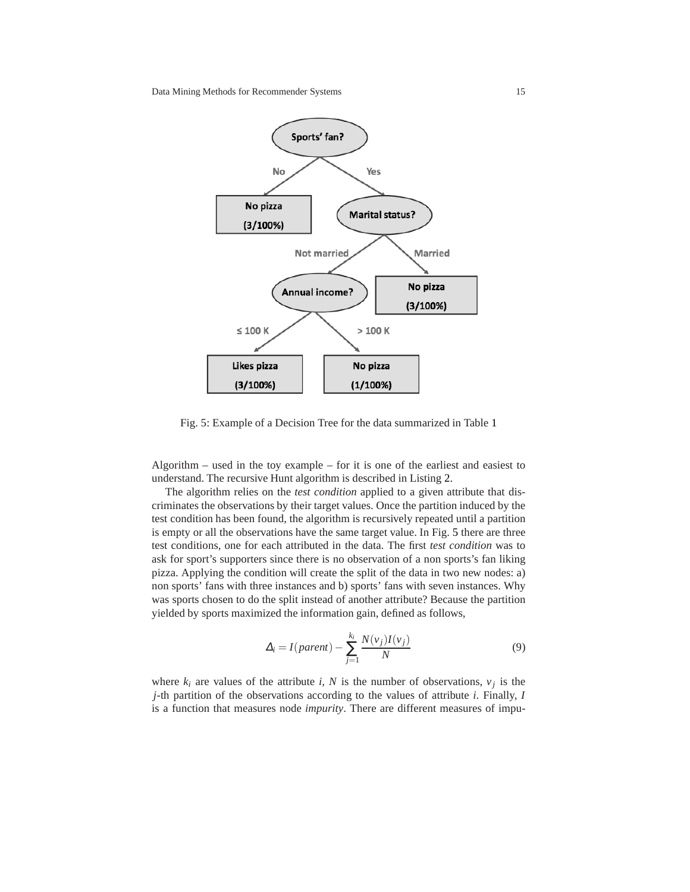Fig. 5: Example of a Decision Tree for the data summarized in Table 1

Algorithm – used in the toy example – for it is one of the earliest and easiest to understand. The recursive Hunt algorithm is described in Listing 2.

The algorithm relies on the *test condition* applied to a given attribute that discriminates the observations by their target values. Once the partition induced by the test condition has been found, the algorithm is recursively repeated until a partition is empty or all the observations have the same target value. In Fig. 5 there are three test conditions, one for each attributed in the data. The first *test condition* was to ask for sport's supporters since there is no observation of a non sports's fan liking pizza. Applying the condition will create the split of the data in two new nodes: a) non sports' fans with three instances and b) sports' fans with seven instances. Why was sports chosen to do the split instead of another attribute? Because the partition yielded by sports maximized the information gain, defined as follows,

$$\Delta_i = I(parent) - \sum_{j=1}^{k_i} \frac{N(v_j)I(v_j)}{N} \tag{9}$$

where $k_i$ are values of the attribute $i$, $N$ is the number of observations, $v_j$ is the $j$-th partition of the observations according to the values of attribute $i$. Finally, $I$ is a function that measures node *impurity*. There are different measures of impu-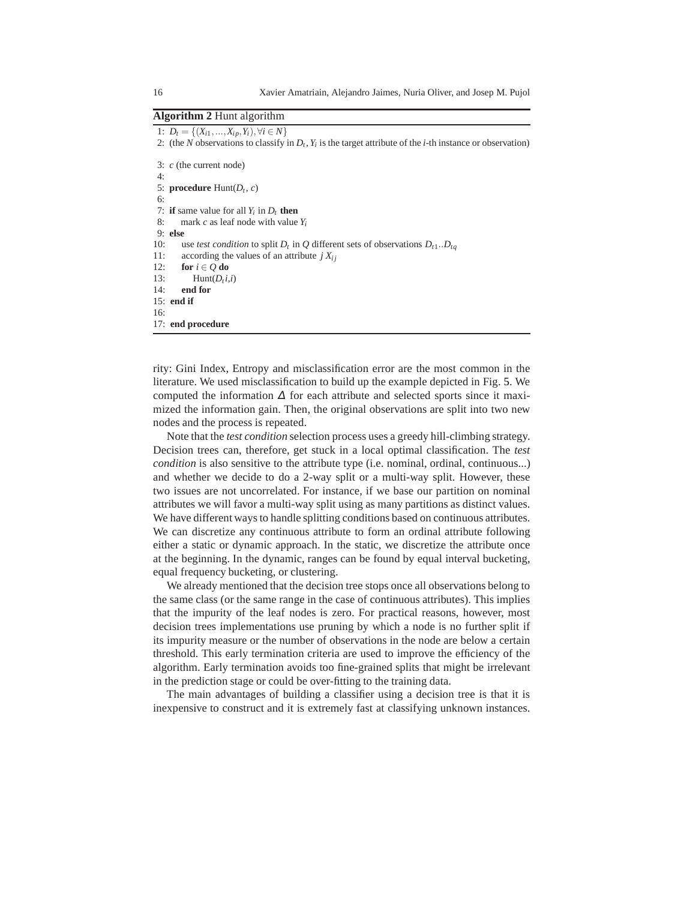**Algorithm 2** Hunt algorithm

```
1: D_t = {(X_i1, ..., X_ip, Y_i), ∀i ∈ N}
2: (the N observations to classify in D_t, Y_i is the target attribute of the i-th instance or observation)
3: c (the current node)
4:
5: procedure Hunt(D_t, c)
6:
7: if same value for all Y_i in D_t then
8:     mark c as leaf node with value Y_i
9: else
10:    use test condition to split D_t in Q different sets of observations D_t1..D_tq
11:    according the values of an attribute j X_ij
12:    for i ∈ Q do
13:        Hunt(D_t i,i)
14:    end for
15: end if
16:
17: end procedure
```

rity: Gini Index, Entropy and misclassification error are the most common in the literature. We used misclassification to build up the example depicted in Fig. 5. We computed the information $\Delta$ for each attribute and selected sports since it maximized the information gain. Then, the original observations are split into two new nodes and the process is repeated.

Note that the *test condition* selection process uses a greedy hill-climbing strategy. Decision trees can, therefore, get stuck in a local optimal classification. The *test condition* is also sensitive to the attribute type (i.e. nominal, ordinal, continuous...) and whether we decide to do a 2-way split or a multi-way split. However, these two issues are not uncorrelated. For instance, if we base our partition on nominal attributes we will favor a multi-way split using as many partitions as distinct values. We have different ways to handle splitting conditions based on continuous attributes. We can discretize any continuous attribute to form an ordinal attribute following either a static or dynamic approach. In the static, we discretize the attribute once at the beginning. In the dynamic, ranges can be found by equal interval bucketing, equal frequency bucketing, or clustering.

We already mentioned that the decision tree stops once all observations belong to the same class (or the same range in the case of continuous attributes). This implies that the impurity of the leaf nodes is zero. For practical reasons, however, most decision trees implementations use pruning by which a node is no further split if its impurity measure or the number of observations in the node are below a certain threshold. This early termination criteria are used to improve the efficiency of the algorithm. Early termination avoids too fine-grained splits that might be irrelevant in the prediction stage or could be over-fitting to the training data.

The main advantages of building a classifier using a decision tree is that it is inexpensive to construct and it is extremely fast at classifying unknown instances.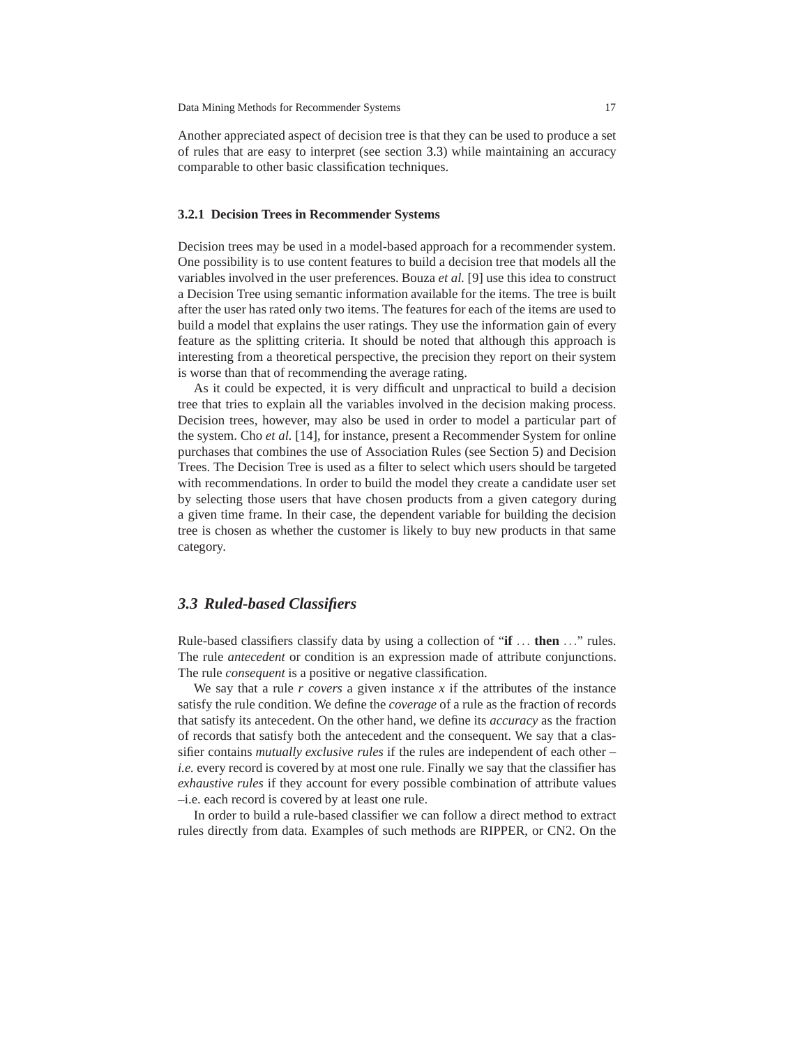Another appreciated aspect of decision tree is that they can be used to produce a set of rules that are easy to interpret (see section 3.3) while maintaining an accuracy comparable to other basic classification techniques.

#### 3.2.1 Decision Trees in Recommender Systems

Decision trees may be used in a model-based approach for a recommender system. One possibility is to use content features to build a decision tree that models all the variables involved in the user preferences. Bouza *et al.* [9] use this idea to construct a Decision Tree using semantic information available for the items. The tree is built after the user has rated only two items. The features for each of the items are used to build a model that explains the user ratings. They use the information gain of every feature as the splitting criteria. It should be noted that although this approach is interesting from a theoretical perspective, the precision they report on their system is worse than that of recommending the average rating.

As it could be expected, it is very difficult and unpractical to build a decision tree that tries to explain all the variables involved in the decision making process. Decision trees, however, may also be used in order to model a particular part of the system. Cho *et al.* [14], for instance, present a Recommender System for online purchases that combines the use of Association Rules (see Section 5) and Decision Trees. The Decision Tree is used as a filter to select which users should be targeted with recommendations. In order to build the model they create a candidate user set by selecting those users that have chosen products from a given category during a given time frame. In their case, the dependent variable for building the decision tree is chosen as whether the customer is likely to buy new products in that same category.

### 3.3 Ruled-based Classifiers

Rule-based classifiers classify data by using a collection of "**if** ... **then** ..." rules. The rule *antecedent* or condition is an expression made of attribute conjunctions. The rule *consequent* is a positive or negative classification.

We say that a rule *r covers* a given instance *x* if the attributes of the instance satisfy the rule condition. We define the *coverage* of a rule as the fraction of records that satisfy its antecedent. On the other hand, we define its *accuracy* as the fraction of records that satisfy both the antecedent and the consequent. We say that a classifier contains *mutually exclusive rules* if the rules are independent of each other – *i.e.* every record is covered by at most one rule. Finally we say that the classifier has *exhaustive rules* if they account for every possible combination of attribute values –i.e. each record is covered by at least one rule.

In order to build a rule-based classifier we can follow a direct method to extract rules directly from data. Examples of such methods are RIPPER, or CN2. On the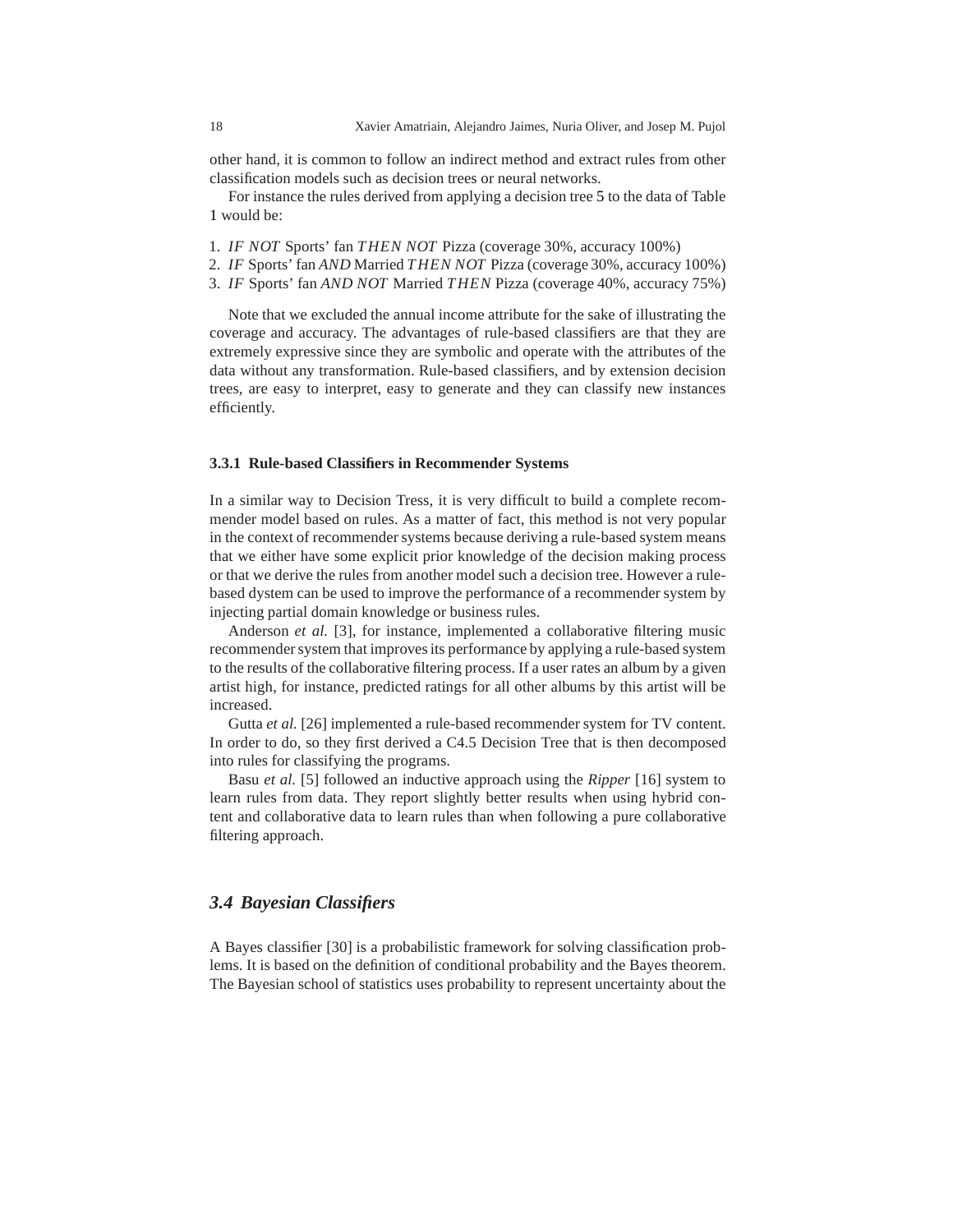other hand, it is common to follow an indirect method and extract rules from other classification models such as decision trees or neural networks.

For instance the rules derived from applying a decision tree 5 to the data of Table 1 would be:

1. *IF NOT* Sports' fan *THEN NOT* Pizza (coverage 30%, accuracy 100%)
2. *IF* Sports' fan *AND* Married *THEN NOT* Pizza (coverage 30%, accuracy 100%)
3. *IF* Sports' fan *AND NOT* Married *THEN* Pizza (coverage 40%, accuracy 75%)

Note that we excluded the annual income attribute for the sake of illustrating the coverage and accuracy. The advantages of rule-based classifiers are that they are extremely expressive since they are symbolic and operate with the attributes of the data without any transformation. Rule-based classifiers, and by extension decision trees, are easy to interpret, easy to generate and they can classify new instances efficiently.

#### 3.3.1 Rule-based Classifiers in Recommender Systems

In a similar way to Decision Tress, it is very difficult to build a complete recommender model based on rules. As a matter of fact, this method is not very popular in the context of recommender systems because deriving a rule-based system means that we either have some explicit prior knowledge of the decision making process or that we derive the rules from another model such a decision tree. However a rule-based dystem can be used to improve the performance of a recommender system by injecting partial domain knowledge or business rules.

Anderson *et al.* [3], for instance, implemented a collaborative filtering music recommender system that improves its performance by applying a rule-based system to the results of the collaborative filtering process. If a user rates an album by a given artist high, for instance, predicted ratings for all other albums by this artist will be increased.

Gutta *et al.* [26] implemented a rule-based recommender system for TV content. In order to do, so they first derived a C4.5 Decision Tree that is then decomposed into rules for classifying the programs.

Basu *et al.* [5] followed an inductive approach using the *Ripper* [16] system to learn rules from data. They report slightly better results when using hybrid content and collaborative data to learn rules than when following a pure collaborative filtering approach.

### 3.4 Bayesian Classifiers

A Bayes classifier [30] is a probabilistic framework for solving classification problems. It is based on the definition of conditional probability and the Bayes theorem. The Bayesian school of statistics uses probability to represent uncertainty about the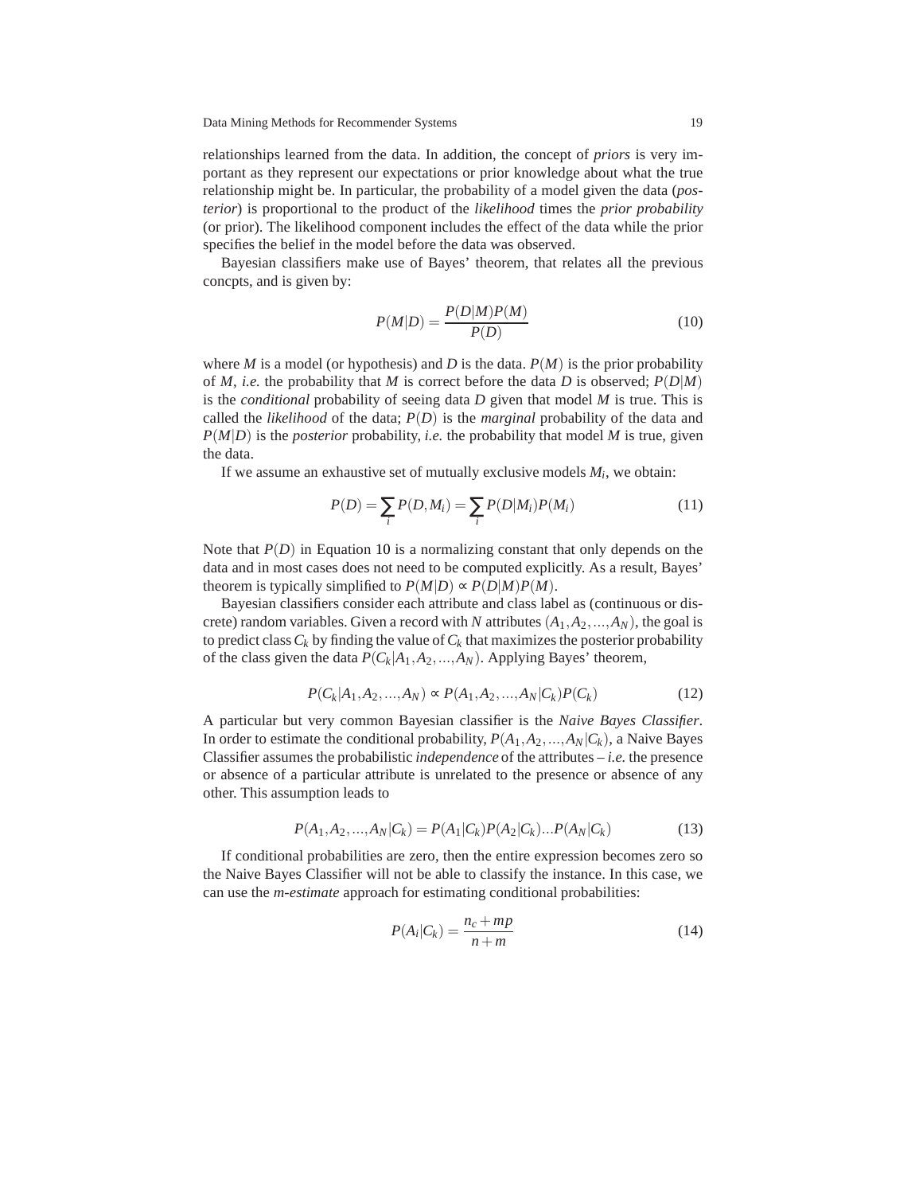relationships learned from the data. In addition, the concept of *priors* is very important as they represent our expectations or prior knowledge about what the true relationship might be. In particular, the probability of a model given the data (*posterior*) is proportional to the product of the *likelihood* times the *prior probability* (or prior). The likelihood component includes the effect of the data while the prior specifies the belief in the model before the data was observed.

Bayesian classifiers make use of Bayes' theorem, that relates all the previous concpts, and is given by:

$$P(M|D) = \frac{P(D|M)P(M)}{P(D)} \tag{10}$$

where $M$ is a model (or hypothesis) and $D$ is the data. $P(M)$ is the prior probability of $M$, *i.e.* the probability that $M$ is correct before the data $D$ is observed; $P(D|M)$ is the *conditional* probability of seeing data $D$ given that model $M$ is true. This is called the *likelihood* of the data; $P(D)$ is the *marginal* probability of the data and $P(M|D)$ is the *posterior* probability, *i.e.* the probability that model $M$ is true, given the data.

If we assume an exhaustive set of mutually exclusive models $M_i$, we obtain:

$$P(D) = \sum_i P(D, M_i) = \sum_i P(D|M_i)P(M_i) \tag{11}$$

Note that $P(D)$ in Equation 10 is a normalizing constant that only depends on the data and in most cases does not need to be computed explicitly. As a result, Bayes' theorem is typically simplified to $P(M|D) \propto P(D|M)P(M)$.

Bayesian classifiers consider each attribute and class label as (continuous or discrete) random variables. Given a record with $N$ attributes $(A_1, A_2, ..., A_N)$, the goal is to predict class $C_k$ by finding the value of $C_k$ that maximizes the posterior probability of the class given the data $P(C_k|A_1, A_2, ..., A_N)$. Applying Bayes' theorem,

$$P(C_k|A_1, A_2, ..., A_N) \propto P(A_1, A_2, ..., A_N|C_k)P(C_k) \tag{12}$$

A particular but very common Bayesian classifier is the *Naive Bayes Classifier*. In order to estimate the conditional probability, $P(A_1, A_2, ..., A_N|C_k)$, a Naive Bayes Classifier assumes the probabilistic *independence* of the attributes – *i.e.* the presence or absence of a particular attribute is unrelated to the presence or absence of any other. This assumption leads to

$$P(A_1, A_2, ..., A_N|C_k) = P(A_1|C_k)P(A_2|C_k)...P(A_N|C_k) \tag{13}$$

If conditional probabilities are zero, then the entire expression becomes zero so the Naive Bayes Classifier will not be able to classify the instance. In this case, we can use the *m-estimate* approach for estimating conditional probabilities:

$$P(A_i|C_k) = \frac{n_c + mp}{n + m} \tag{14}$$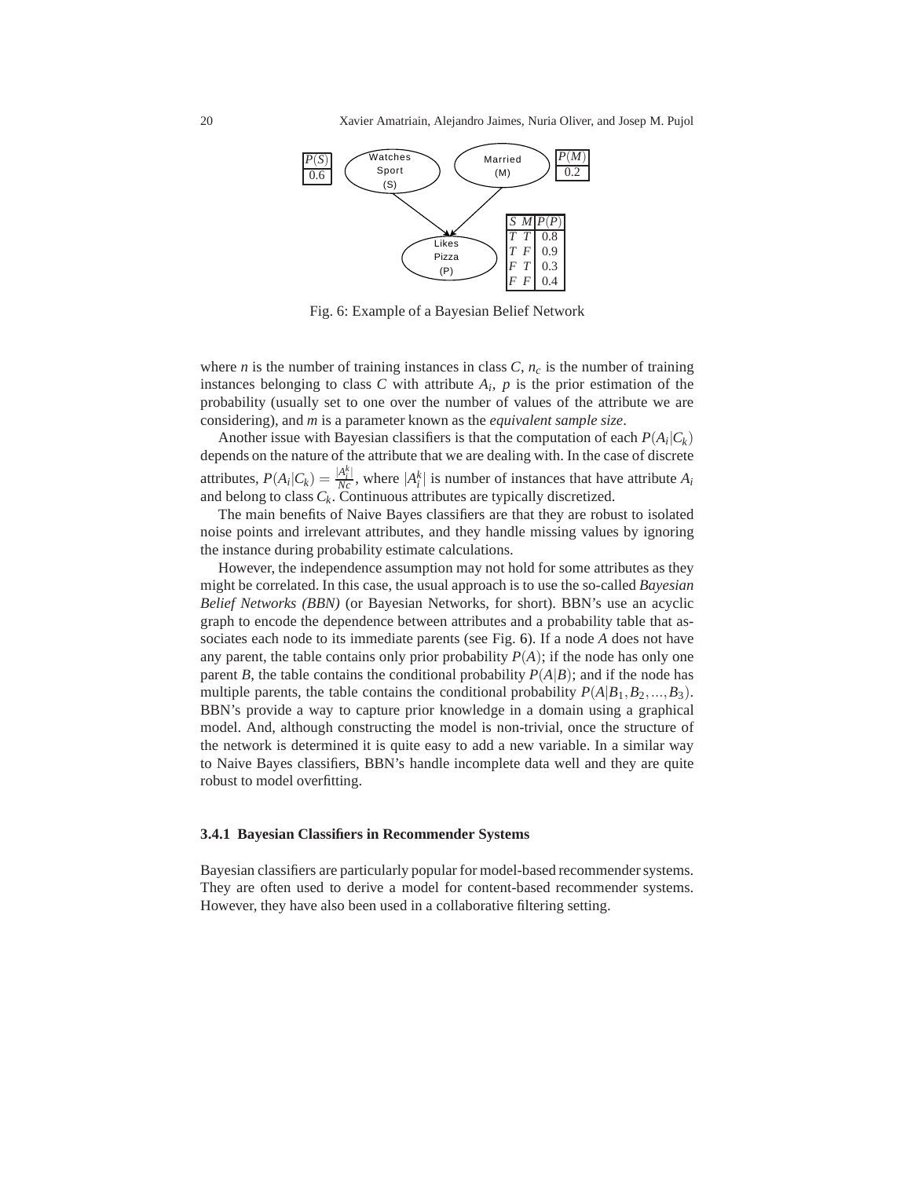| $P(S)$ |
|---|
| 0.6 |

| $P(M)$ |
|---|
| 0.2 |

| $S$ | $M$ | $P(P)$ |
|---|---|---|
| $T$ | $T$ | 0.8 |
| $T$ | $F$ | 0.9 |
| $F$ | $T$ | 0.3 |
| $F$ | $F$ | 0.4 |

Fig. 6: Example of a Bayesian Belief Network

where $n$ is the number of training instances in class $C$, $n_c$ is the number of training instances belonging to class $C$ with attribute $A_i$, $p$ is the prior estimation of the probability (usually set to one over the number of values of the attribute we are considering), and $m$ is a parameter known as the *equivalent sample size*.

Another issue with Bayesian classifiers is that the computation of each $P(A_i|C_k)$ depends on the nature of the attribute that we are dealing with. In the case of discrete attributes, $P(A_i|C_k) = \frac{|A_i^k|}{Nc}$, where $|A_i^k|$ is number of instances that have attribute $A_i$ and belong to class $C_k$. Continuous attributes are typically discretized.

The main benefits of Naive Bayes classifiers are that they are robust to isolated noise points and irrelevant attributes, and they handle missing values by ignoring the instance during probability estimate calculations.

However, the independence assumption may not hold for some attributes as they might be correlated. In this case, the usual approach is to use the so-called *Bayesian Belief Networks (BBN)* (or Bayesian Networks, for short). BBN's use an acyclic graph to encode the dependence between attributes and a probability table that associates each node to its immediate parents (see Fig. 6). If a node $A$ does not have any parent, the table contains only prior probability $P(A)$; if the node has only one parent $B$, the table contains the conditional probability $P(A|B)$; and if the node has multiple parents, the table contains the conditional probability $P(A|B_1, B_2, ..., B_3)$. BBN's provide a way to capture prior knowledge in a domain using a graphical model. And, although constructing the model is non-trivial, once the structure of the network is determined it is quite easy to add a new variable. In a similar way to Naive Bayes classifiers, BBN's handle incomplete data well and they are quite robust to model overfitting.

### 3.4.1 Bayesian Classifiers in Recommender Systems

Bayesian classifiers are particularly popular for model-based recommender systems. They are often used to derive a model for content-based recommender systems. However, they have also been used in a collaborative filtering setting.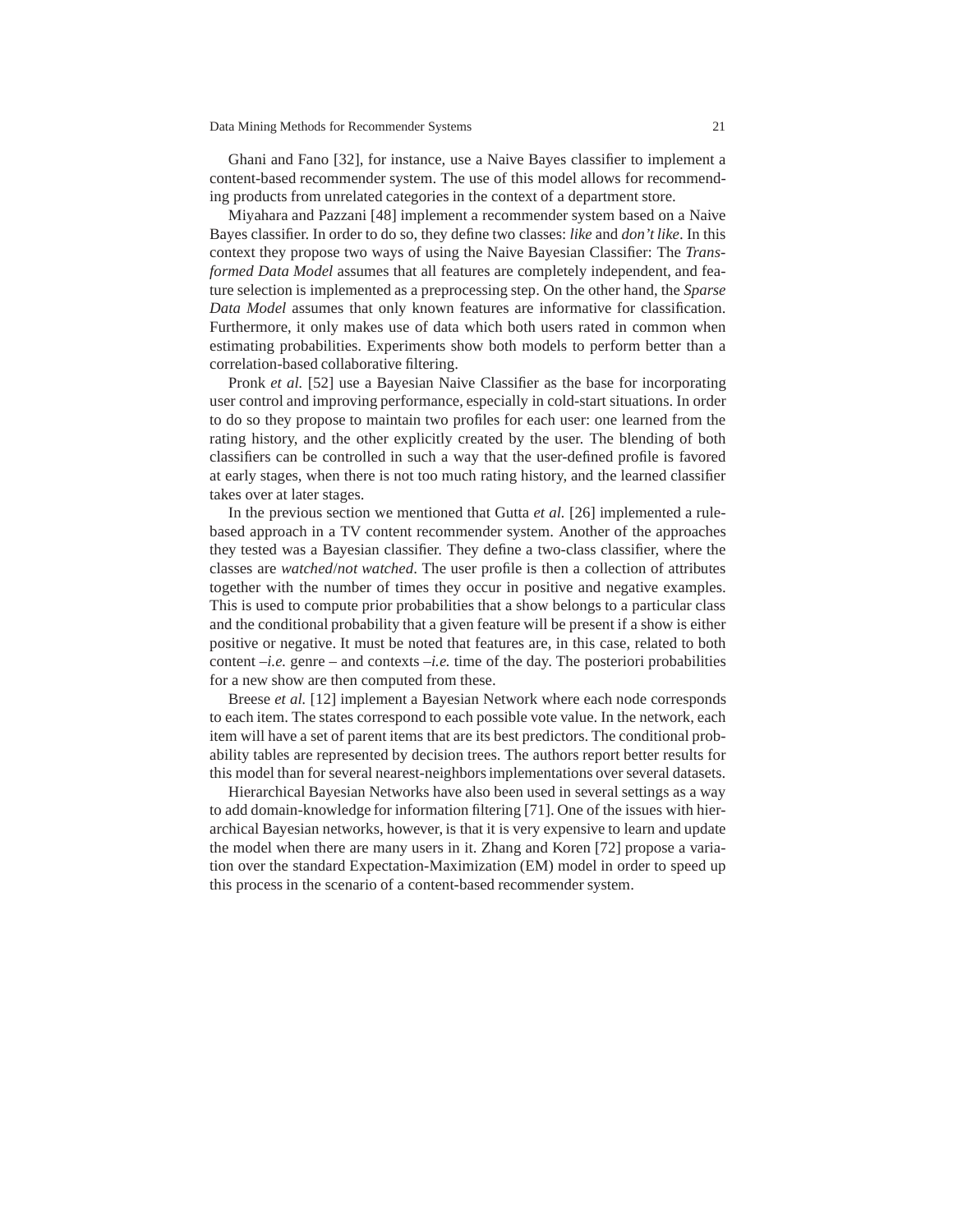Ghani and Fano [32], for instance, use a Naive Bayes classifier to implement a content-based recommender system. The use of this model allows for recommending products from unrelated categories in the context of a department store.

Miyahara and Pazzani [48] implement a recommender system based on a Naive Bayes classifier. In order to do so, they define two classes: *like* and *don't like*. In this context they propose two ways of using the Naive Bayesian Classifier: The *Transformed Data Model* assumes that all features are completely independent, and feature selection is implemented as a preprocessing step. On the other hand, the *Sparse Data Model* assumes that only known features are informative for classification. Furthermore, it only makes use of data which both users rated in common when estimating probabilities. Experiments show both models to perform better than a correlation-based collaborative filtering.

Pronk *et al.* [52] use a Bayesian Naive Classifier as the base for incorporating user control and improving performance, especially in cold-start situations. In order to do so they propose to maintain two profiles for each user: one learned from the rating history, and the other explicitly created by the user. The blending of both classifiers can be controlled in such a way that the user-defined profile is favored at early stages, when there is not too much rating history, and the learned classifier takes over at later stages.

In the previous section we mentioned that Gutta *et al.* [26] implemented a rule-based approach in a TV content recommender system. Another of the approaches they tested was a Bayesian classifier. They define a two-class classifier, where the classes are *watched*/*not watched*. The user profile is then a collection of attributes together with the number of times they occur in positive and negative examples. This is used to compute prior probabilities that a show belongs to a particular class and the conditional probability that a given feature will be present if a show is either positive or negative. It must be noted that features are, in this case, related to both content –*i.e.* genre – and contexts –*i.e.* time of the day. The posteriori probabilities for a new show are then computed from these.

Breese *et al.* [12] implement a Bayesian Network where each node corresponds to each item. The states correspond to each possible vote value. In the network, each item will have a set of parent items that are its best predictors. The conditional probability tables are represented by decision trees. The authors report better results for this model than for several nearest-neighbors implementations over several datasets.

Hierarchical Bayesian Networks have also been used in several settings as a way to add domain-knowledge for information filtering [71]. One of the issues with hierarchical Bayesian networks, however, is that it is very expensive to learn and update the model when there are many users in it. Zhang and Koren [72] propose a variation over the standard Expectation-Maximization (EM) model in order to speed up this process in the scenario of a content-based recommender system.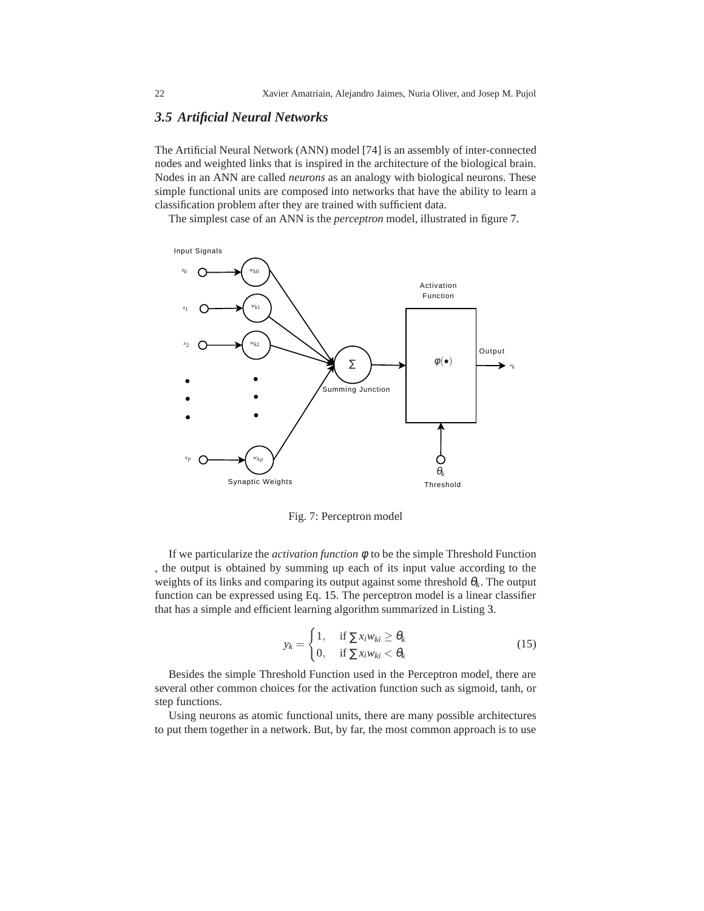### 3.5 Artificial Neural Networks

The Artificial Neural Network (ANN) model [74] is an assembly of inter-connected nodes and weighted links that is inspired in the architecture of the biological brain. Nodes in an ANN are called *neurons* as an analogy with biological neurons. These simple functional units are composed into networks that have the ability to learn a classification problem after they are trained with sufficient data.

The simplest case of an ANN is the *perceptron* model, illustrated in figure 7.

Fig. 7: Perceptron model

If we particularize the *activation function* $\phi$ to be the simple Threshold Function , the output is obtained by summing up each of its input value according to the weights of its links and comparing its output against some threshold $\theta_k$. The output function can be expressed using Eq. 15. The perceptron model is a linear classifier that has a simple and efficient learning algorithm summarized in Listing 3.

$$y_k = \begin{cases} 1, & \text{if } \sum x_i w_{ki} \geq \theta_k \\ 0, & \text{if } \sum x_i w_{ki} < \theta_k \end{cases} \tag{15}$$

Besides the simple Threshold Function used in the Perceptron model, there are several other common choices for the activation function such as sigmoid, tanh, or step functions.

Using neurons as atomic functional units, there are many possible architectures to put them together in a network. But, by far, the most common approach is to use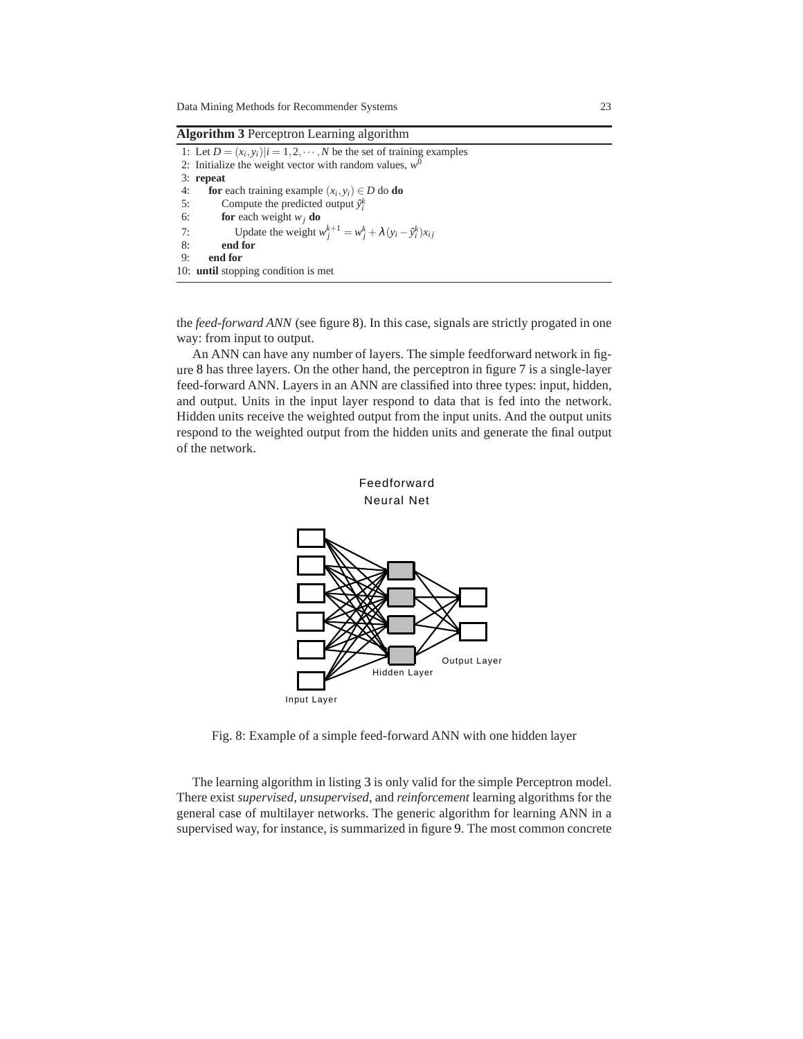**Algorithm 3** Perceptron Learning algorithm

```
1: Let D = (x_i, y_i)|i = 1,2,···,N be the set of training examples
2: Initialize the weight vector with random values, w^0
3: repeat
4:    for each training example (x_i, y_i) ∈ D do do
5:       Compute the predicted output ŷ_i^k
6:       for each weight w_j do
7:          Update the weight w_j^{k+1} = w_j^k + λ(y_i − ŷ_i^k)x_ij
8:       end for
9:    end for
10: until stopping condition is met
```

the *feed-forward ANN* (see figure 8). In this case, signals are strictly progated in one way: from input to output.

An ANN can have any number of layers. The simple feedforward network in figure 8 has three layers. On the other hand, the perceptron in figure 7 is a single-layer feed-forward ANN. Layers in an ANN are classified into three types: input, hidden, and output. Units in the input layer respond to data that is fed into the network. Hidden units receive the weighted output from the input units. And the output units respond to the weighted output from the hidden units and generate the final output of the network.

Fig. 8: Example of a simple feed-forward ANN with one hidden layer

The learning algorithm in listing 3 is only valid for the simple Perceptron model. There exist *supervised*, *unsupervised*, and *reinforcement* learning algorithms for the general case of multilayer networks. The generic algorithm for learning ANN in a supervised way, for instance, is summarized in figure 9. The most common concrete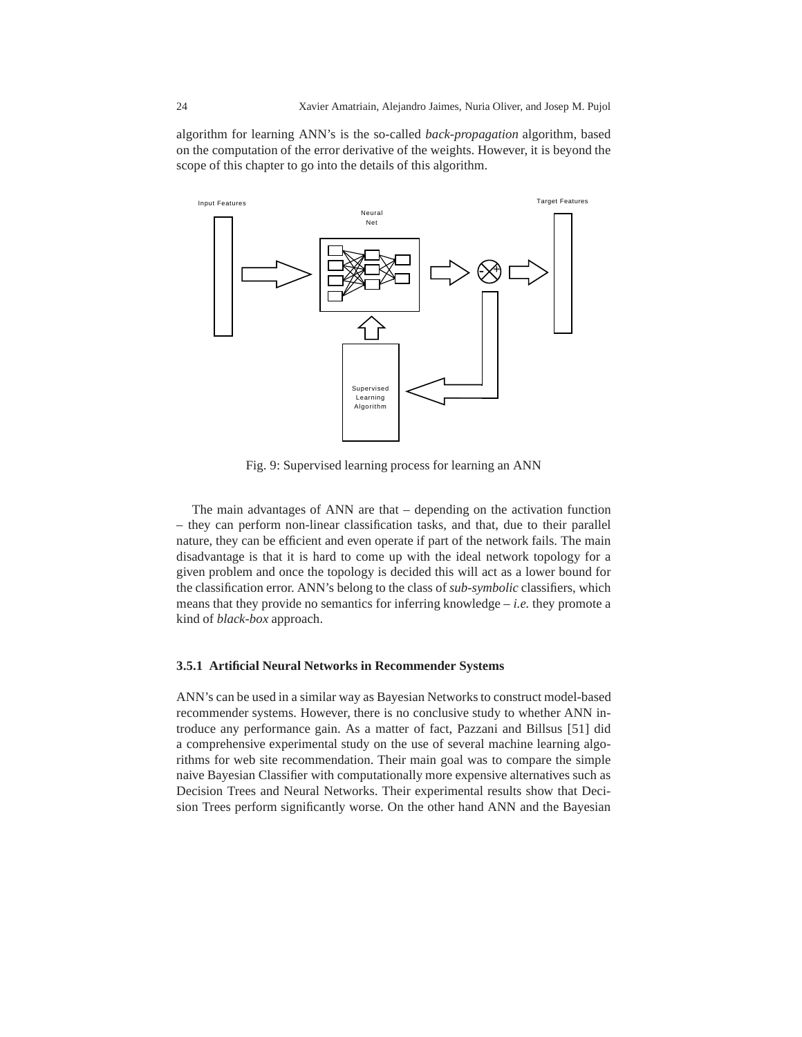algorithm for learning ANN's is the so-called *back-propagation* algorithm, based on the computation of the error derivative of the weights. However, it is beyond the scope of this chapter to go into the details of this algorithm.

Fig. 9: Supervised learning process for learning an ANN

The main advantages of ANN are that – depending on the activation function – they can perform non-linear classification tasks, and that, due to their parallel nature, they can be efficient and even operate if part of the network fails. The main disadvantage is that it is hard to come up with the ideal network topology for a given problem and once the topology is decided this will act as a lower bound for the classification error. ANN's belong to the class of *sub-symbolic* classifiers, which means that they provide no semantics for inferring knowledge – *i.e.* they promote a kind of *black-box* approach.

### 3.5.1 Artificial Neural Networks in Recommender Systems

ANN's can be used in a similar way as Bayesian Networks to construct model-based recommender systems. However, there is no conclusive study to whether ANN introduce any performance gain. As a matter of fact, Pazzani and Billsus [51] did a comprehensive experimental study on the use of several machine learning algorithms for web site recommendation. Their main goal was to compare the simple naive Bayesian Classifier with computationally more expensive alternatives such as Decision Trees and Neural Networks. Their experimental results show that Decision Trees perform significantly worse. On the other hand ANN and the Bayesian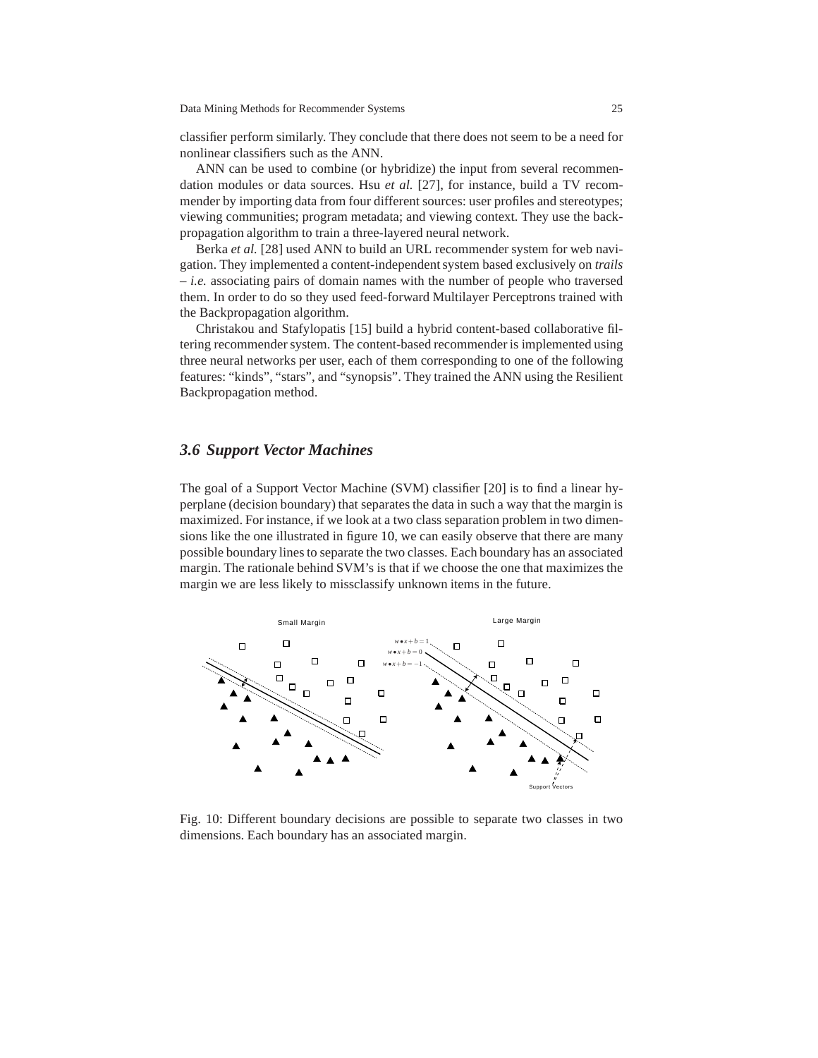classifier perform similarly. They conclude that there does not seem to be a need for nonlinear classifiers such as the ANN.

ANN can be used to combine (or hybridize) the input from several recommendation modules or data sources. Hsu *et al.* [27], for instance, build a TV recommender by importing data from four different sources: user profiles and stereotypes; viewing communities; program metadata; and viewing context. They use the backpropagation algorithm to train a three-layered neural network.

Berka *et al.* [28] used ANN to build an URL recommender system for web navigation. They implemented a content-independent system based exclusively on *trails* – *i.e.* associating pairs of domain names with the number of people who traversed them. In order to do so they used feed-forward Multilayer Perceptrons trained with the Backpropagation algorithm.

Christakou and Stafylopatis [15] build a hybrid content-based collaborative filtering recommender system. The content-based recommender is implemented using three neural networks per user, each of them corresponding to one of the following features: "kinds", "stars", and "synopsis". They trained the ANN using the Resilient Backpropagation method.

### 3.6 Support Vector Machines

The goal of a Support Vector Machine (SVM) classifier [20] is to find a linear hyperplane (decision boundary) that separates the data in such a way that the margin is maximized. For instance, if we look at a two class separation problem in two dimensions like the one illustrated in figure 10, we can easily observe that there are many possible boundary lines to separate the two classes. Each boundary has an associated margin. The rationale behind SVM's is that if we choose the one that maximizes the margin we are less likely to missclassify unknown items in the future.

Fig. 10: Different boundary decisions are possible to separate two classes in two dimensions. Each boundary has an associated margin.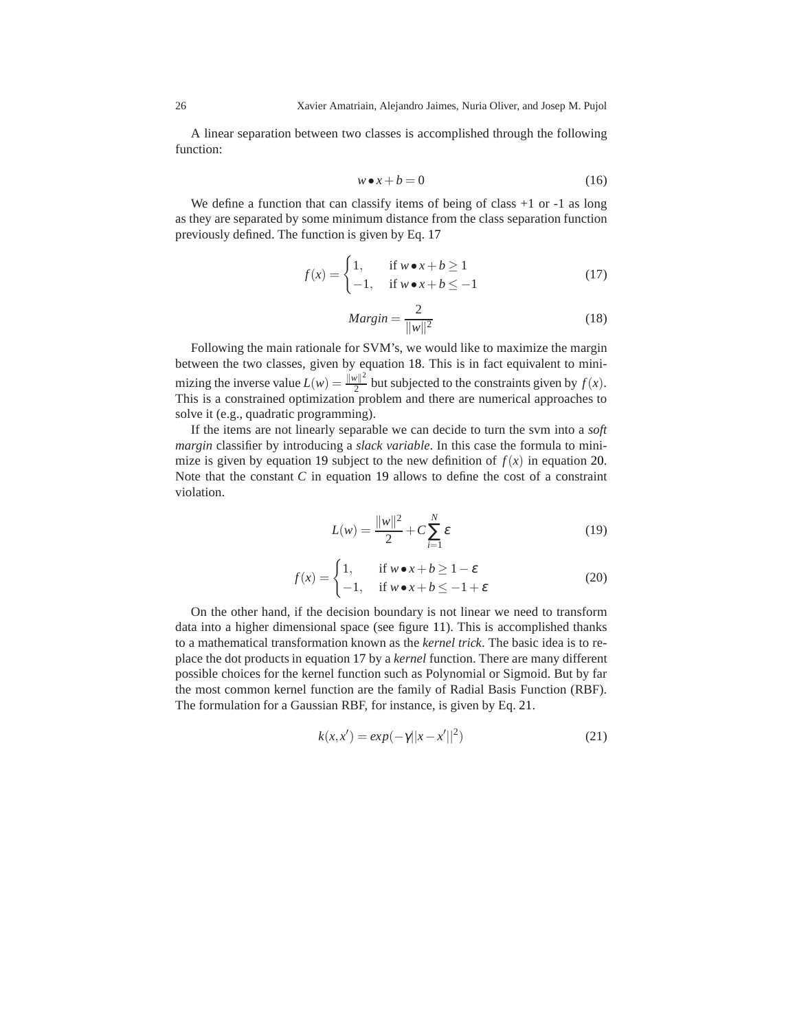A linear separation between two classes is accomplished through the following function:

$$w \bullet x + b = 0 \tag{16}$$

We define a function that can classify items of being of class +1 or -1 as long as they are separated by some minimum distance from the class separation function previously defined. The function is given by Eq. 17

$$f(x) = \begin{cases} 1, & \text{if } w \bullet x + b \geq 1 \\ -1, & \text{if } w \bullet x + b \leq -1 \end{cases} \tag{17}$$

$$Margin = \frac{2}{\|w\|^2} \tag{18}$$

Following the main rationale for SVM's, we would like to maximize the margin between the two classes, given by equation 18. This is in fact equivalent to minimizing the inverse value $L(w) = \frac{\|w\|^2}{2}$ but subjected to the constraints given by $f(x)$. This is a constrained optimization problem and there are numerical approaches to solve it (e.g., quadratic programming).

If the items are not linearly separable we can decide to turn the svm into a *soft margin* classifier by introducing a *slack variable*. In this case the formula to minimize is given by equation 19 subject to the new definition of $f(x)$ in equation 20. Note that the constant $C$ in equation 19 allows to define the cost of a constraint violation.

$$L(w) = \frac{\|w\|^2}{2} + C \sum_{i=1}^{N} \varepsilon \tag{19}$$

$$f(x) = \begin{cases} 1, & \text{if } w \bullet x + b \geq 1 - \varepsilon \\ -1, & \text{if } w \bullet x + b \leq -1 + \varepsilon \end{cases} \tag{20}$$

On the other hand, if the decision boundary is not linear we need to transform data into a higher dimensional space (see figure 11). This is accomplished thanks to a mathematical transformation known as the *kernel trick*. The basic idea is to replace the dot products in equation 17 by a *kernel* function. There are many different possible choices for the kernel function such as Polynomial or Sigmoid. But by far the most common kernel function are the family of Radial Basis Function (RBF). The formulation for a Gaussian RBF, for instance, is given by Eq. 21.

$$k(x, x') = exp(-\gamma||x - x'||^2) \tag{21}$$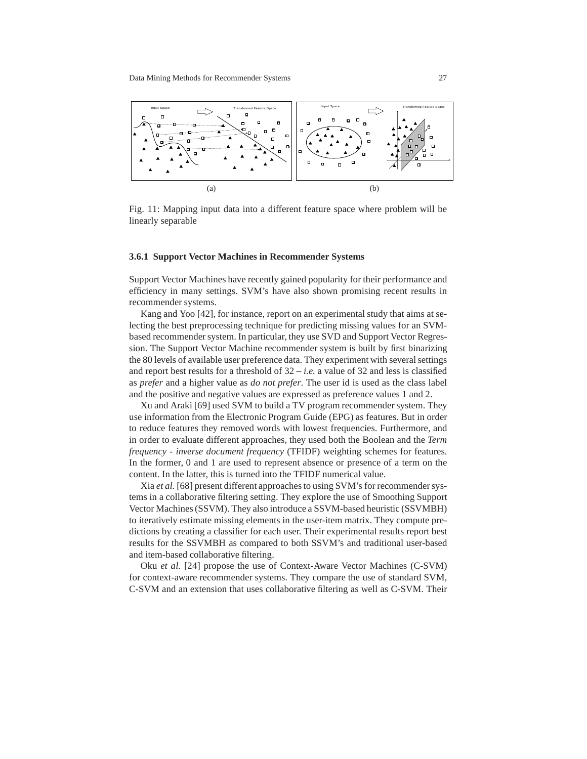Fig. 11: Mapping input data into a different feature space where problem will be linearly separable

### 3.6.1 Support Vector Machines in Recommender Systems

Support Vector Machines have recently gained popularity for their performance and efficiency in many settings. SVM's have also shown promising recent results in recommender systems.

Kang and Yoo [42], for instance, report on an experimental study that aims at selecting the best preprocessing technique for predicting missing values for an SVM-based recommender system. In particular, they use SVD and Support Vector Regression. The Support Vector Machine recommender system is built by first binarizing the 80 levels of available user preference data. They experiment with several settings and report best results for a threshold of 32 – *i.e.* a value of 32 and less is classified as *prefer* and a higher value as *do not prefer*. The user id is used as the class label and the positive and negative values are expressed as preference values 1 and 2.

Xu and Araki [69] used SVM to build a TV program recommender system. They use information from the Electronic Program Guide (EPG) as features. But in order to reduce features they removed words with lowest frequencies. Furthermore, and in order to evaluate different approaches, they used both the Boolean and the *Term frequency - inverse document frequency* (TFIDF) weighting schemes for features. In the former, 0 and 1 are used to represent absence or presence of a term on the content. In the latter, this is turned into the TFIDF numerical value.

Xia *et al.* [68] present different approaches to using SVM's for recommender systems in a collaborative filtering setting. They explore the use of Smoothing Support Vector Machines (SSVM). They also introduce a SSVM-based heuristic (SSVMBH) to iteratively estimate missing elements in the user-item matrix. They compute predictions by creating a classifier for each user. Their experimental results report best results for the SSVMBH as compared to both SSVM's and traditional user-based and item-based collaborative filtering.

Oku *et al.* [24] propose the use of Context-Aware Vector Machines (C-SVM) for context-aware recommender systems. They compare the use of standard SVM, C-SVM and an extension that uses collaborative filtering as well as C-SVM. Their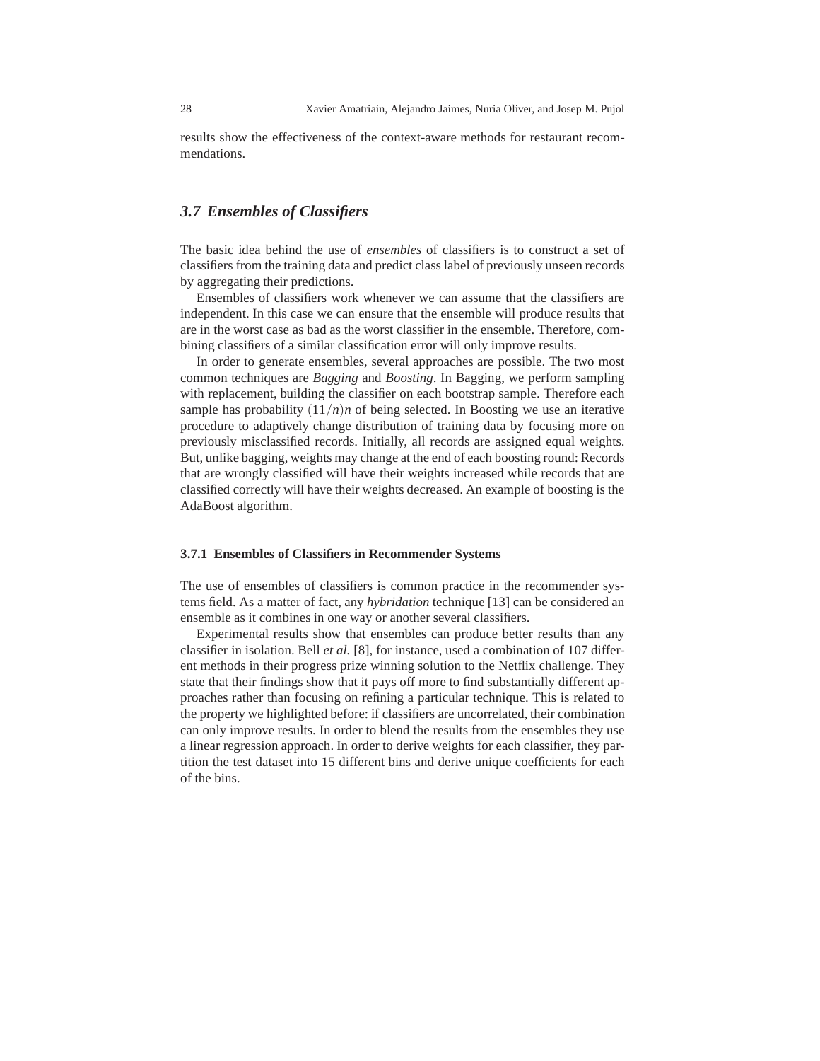results show the effectiveness of the context-aware methods for restaurant recommendations.

## 3.7 Ensembles of Classifiers

The basic idea behind the use of *ensembles* of classifiers is to construct a set of classifiers from the training data and predict class label of previously unseen records by aggregating their predictions.

Ensembles of classifiers work whenever we can assume that the classifiers are independent. In this case we can ensure that the ensemble will produce results that are in the worst case as bad as the worst classifier in the ensemble. Therefore, combining classifiers of a similar classification error will only improve results.

In order to generate ensembles, several approaches are possible. The two most common techniques are *Bagging* and *Boosting*. In Bagging, we perform sampling with replacement, building the classifier on each bootstrap sample. Therefore each sample has probability $(11/n)n$ of being selected. In Boosting we use an iterative procedure to adaptively change distribution of training data by focusing more on previously misclassified records. Initially, all records are assigned equal weights. But, unlike bagging, weights may change at the end of each boosting round: Records that are wrongly classified will have their weights increased while records that are classified correctly will have their weights decreased. An example of boosting is the AdaBoost algorithm.

### 3.7.1 Ensembles of Classifiers in Recommender Systems

The use of ensembles of classifiers is common practice in the recommender systems field. As a matter of fact, any *hybridation* technique [13] can be considered an ensemble as it combines in one way or another several classifiers.

Experimental results show that ensembles can produce better results than any classifier in isolation. Bell *et al.* [8], for instance, used a combination of 107 different methods in their progress prize winning solution to the Netflix challenge. They state that their findings show that it pays off more to find substantially different approaches rather than focusing on refining a particular technique. This is related to the property we highlighted before: if classifiers are uncorrelated, their combination can only improve results. In order to blend the results from the ensembles they use a linear regression approach. In order to derive weights for each classifier, they partition the test dataset into 15 different bins and derive unique coefficients for each of the bins.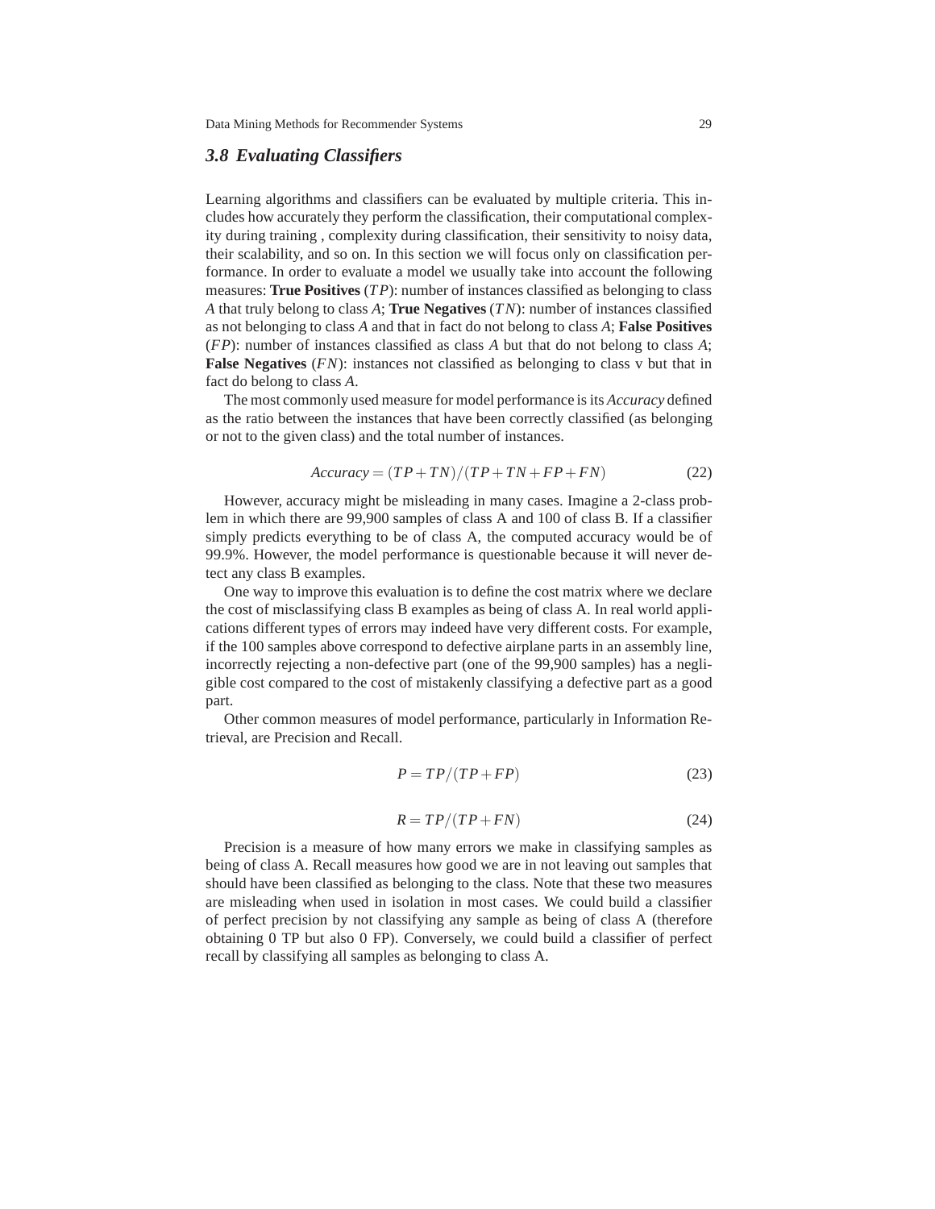### 3.8 Evaluating Classifiers

Learning algorithms and classifiers can be evaluated by multiple criteria. This includes how accurately they perform the classification, their computational complexity during training , complexity during classification, their sensitivity to noisy data, their scalability, and so on. In this section we will focus only on classification performance. In order to evaluate a model we usually take into account the following measures: **True Positives** ($TP$): number of instances classified as belonging to class $A$ that truly belong to class $A$; **True Negatives** ($TN$): number of instances classified as not belonging to class $A$ and that in fact do not belong to class $A$; **False Positives** ($FP$): number of instances classified as class $A$ but that do not belong to class $A$; **False Negatives** ($FN$): instances not classified as belonging to class v but that in fact do belong to class $A$.

The most commonly used measure for model performance is its *Accuracy* defined as the ratio between the instances that have been correctly classified (as belonging or not to the given class) and the total number of instances.

$$Accuracy = (TP + TN)/(TP + TN + FP + FN) \tag{22}$$

However, accuracy might be misleading in many cases. Imagine a 2-class problem in which there are 99,900 samples of class A and 100 of class B. If a classifier simply predicts everything to be of class A, the computed accuracy would be of 99.9%. However, the model performance is questionable because it will never detect any class B examples.

One way to improve this evaluation is to define the cost matrix where we declare the cost of misclassifying class B examples as being of class A. In real world applications different types of errors may indeed have very different costs. For example, if the 100 samples above correspond to defective airplane parts in an assembly line, incorrectly rejecting a non-defective part (one of the 99,900 samples) has a negligible cost compared to the cost of mistakenly classifying a defective part as a good part.

Other common measures of model performance, particularly in Information Retrieval, are Precision and Recall.

$$P = TP/(TP + FP) \tag{23}$$

$$R = TP/(TP + FN) \tag{24}$$

Precision is a measure of how many errors we make in classifying samples as being of class A. Recall measures how good we are in not leaving out samples that should have been classified as belonging to the class. Note that these two measures are misleading when used in isolation in most cases. We could build a classifier of perfect precision by not classifying any sample as being of class A (therefore obtaining 0 TP but also 0 FP). Conversely, we could build a classifier of perfect recall by classifying all samples as belonging to class A.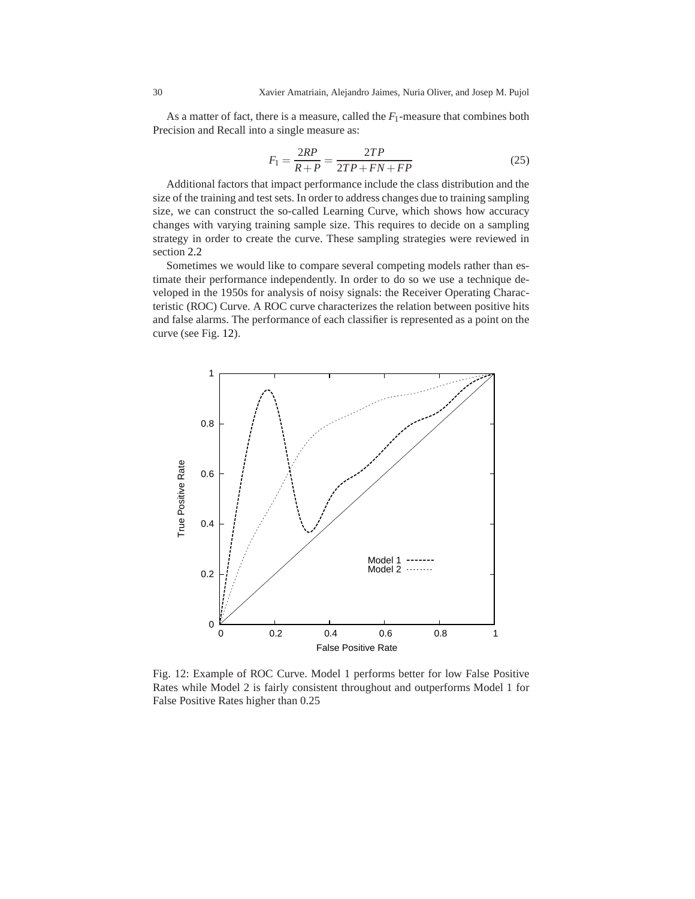As a matter of fact, there is a measure, called the $F_1$-measure that combines both Precision and Recall into a single measure as:

$$F_1 = \frac{2RP}{R+P} = \frac{2TP}{2TP+FN+FP} \tag{25}$$

Additional factors that impact performance include the class distribution and the size of the training and test sets. In order to address changes due to training sampling size, we can construct the so-called Learning Curve, which shows how accuracy changes with varying training sample size. This requires to decide on a sampling strategy in order to create the curve. These sampling strategies were reviewed in section 2.2

Sometimes we would like to compare several competing models rather than estimate their performance independently. In order to do so we use a technique developed in the 1950s for analysis of noisy signals: the Receiver Operating Characteristic (ROC) Curve. A ROC curve characterizes the relation between positive hits and false alarms. The performance of each classifier is represented as a point on the curve (see Fig. 12).

Fig. 12: Example of ROC Curve. Model 1 performs better for low False Positive Rates while Model 2 is fairly consistent throughout and outperforms Model 1 for False Positive Rates higher than 0.25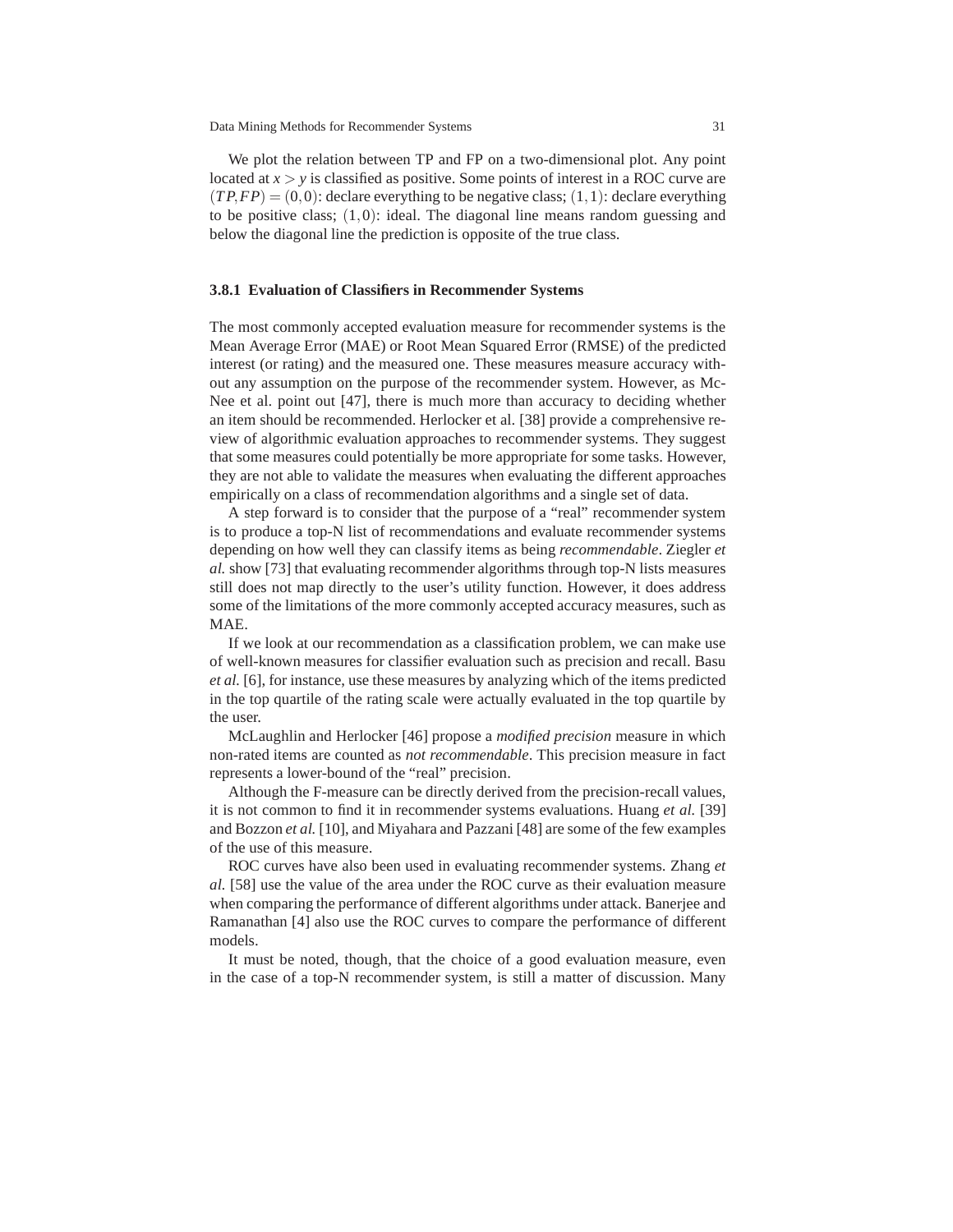We plot the relation between TP and FP on a two-dimensional plot. Any point located at $x > y$ is classified as positive. Some points of interest in a ROC curve are $(TP, FP) = (0,0)$: declare everything to be negative class; $(1,1)$: declare everything to be positive class; $(1,0)$: ideal. The diagonal line means random guessing and below the diagonal line the prediction is opposite of the true class.

### 3.8.1 Evaluation of Classifiers in Recommender Systems

The most commonly accepted evaluation measure for recommender systems is the Mean Average Error (MAE) or Root Mean Squared Error (RMSE) of the predicted interest (or rating) and the measured one. These measures measure accuracy without any assumption on the purpose of the recommender system. However, as McNee et al. point out [47], there is much more than accuracy to deciding whether an item should be recommended. Herlocker et al. [38] provide a comprehensive review of algorithmic evaluation approaches to recommender systems. They suggest that some measures could potentially be more appropriate for some tasks. However, they are not able to validate the measures when evaluating the different approaches empirically on a class of recommendation algorithms and a single set of data.

A step forward is to consider that the purpose of a "real" recommender system is to produce a top-N list of recommendations and evaluate recommender systems depending on how well they can classify items as being *recommendable*. Ziegler *et al.* show [73] that evaluating recommender algorithms through top-N lists measures still does not map directly to the user's utility function. However, it does address some of the limitations of the more commonly accepted accuracy measures, such as MAE.

If we look at our recommendation as a classification problem, we can make use of well-known measures for classifier evaluation such as precision and recall. Basu *et al.* [6], for instance, use these measures by analyzing which of the items predicted in the top quartile of the rating scale were actually evaluated in the top quartile by the user.

McLaughlin and Herlocker [46] propose a *modified precision* measure in which non-rated items are counted as *not recommendable*. This precision measure in fact represents a lower-bound of the "real" precision.

Although the F-measure can be directly derived from the precision-recall values, it is not common to find it in recommender systems evaluations. Huang *et al.* [39] and Bozzon *et al.* [10], and Miyahara and Pazzani [48] are some of the few examples of the use of this measure.

ROC curves have also been used in evaluating recommender systems. Zhang *et al.* [58] use the value of the area under the ROC curve as their evaluation measure when comparing the performance of different algorithms under attack. Banerjee and Ramanathan [4] also use the ROC curves to compare the performance of different models.

It must be noted, though, that the choice of a good evaluation measure, even in the case of a top-N recommender system, is still a matter of discussion. Many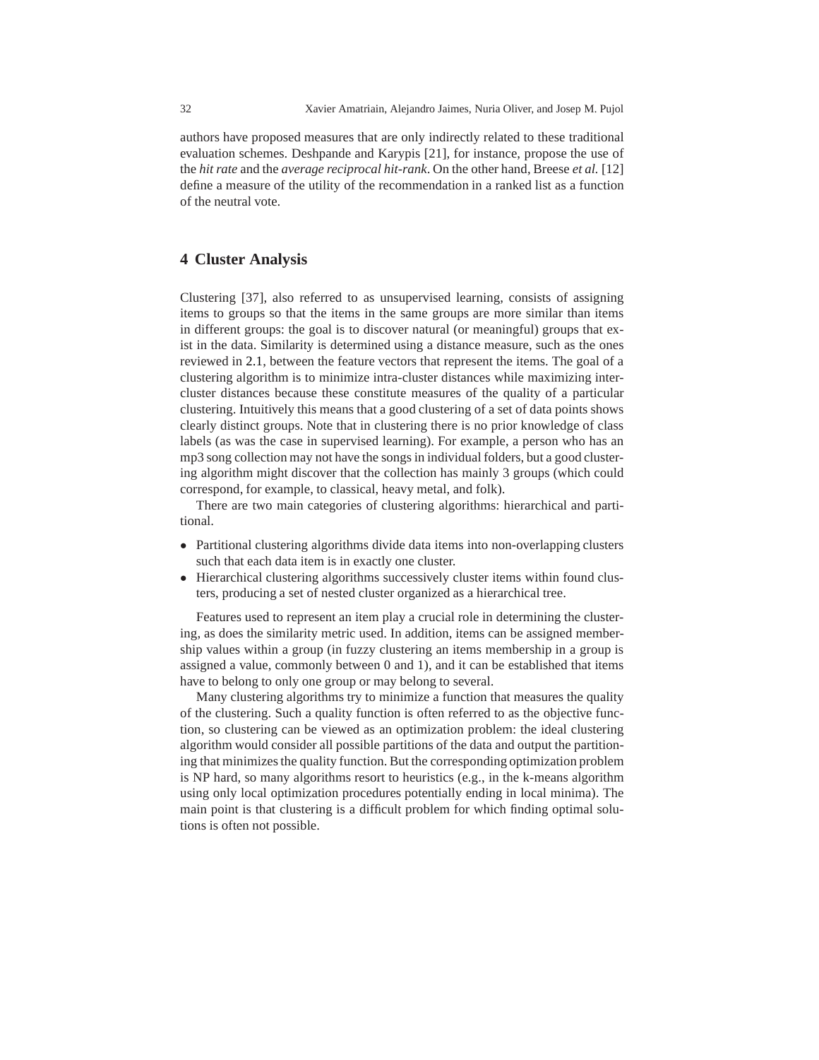authors have proposed measures that are only indirectly related to these traditional evaluation schemes. Deshpande and Karypis [21], for instance, propose the use of the *hit rate* and the *average reciprocal hit-rank*. On the other hand, Breese *et al.* [12] define a measure of the utility of the recommendation in a ranked list as a function of the neutral vote.

## 4 Cluster Analysis

Clustering [37], also referred to as unsupervised learning, consists of assigning items to groups so that the items in the same groups are more similar than items in different groups: the goal is to discover natural (or meaningful) groups that exist in the data. Similarity is determined using a distance measure, such as the ones reviewed in 2.1, between the feature vectors that represent the items. The goal of a clustering algorithm is to minimize intra-cluster distances while maximizing inter-cluster distances because these constitute measures of the quality of a particular clustering. Intuitively this means that a good clustering of a set of data points shows clearly distinct groups. Note that in clustering there is no prior knowledge of class labels (as was the case in supervised learning). For example, a person who has an mp3 song collection may not have the songs in individual folders, but a good clustering algorithm might discover that the collection has mainly 3 groups (which could correspond, for example, to classical, heavy metal, and folk).

There are two main categories of clustering algorithms: hierarchical and partitional.

- Partitional clustering algorithms divide data items into non-overlapping clusters such that each data item is in exactly one cluster.
- Hierarchical clustering algorithms successively cluster items within found clusters, producing a set of nested cluster organized as a hierarchical tree.

Features used to represent an item play a crucial role in determining the clustering, as does the similarity metric used. In addition, items can be assigned membership values within a group (in fuzzy clustering an items membership in a group is assigned a value, commonly between 0 and 1), and it can be established that items have to belong to only one group or may belong to several.

Many clustering algorithms try to minimize a function that measures the quality of the clustering. Such a quality function is often referred to as the objective function, so clustering can be viewed as an optimization problem: the ideal clustering algorithm would consider all possible partitions of the data and output the partitioning that minimizes the quality function. But the corresponding optimization problem is NP hard, so many algorithms resort to heuristics (e.g., in the k-means algorithm using only local optimization procedures potentially ending in local minima). The main point is that clustering is a difficult problem for which finding optimal solutions is often not possible.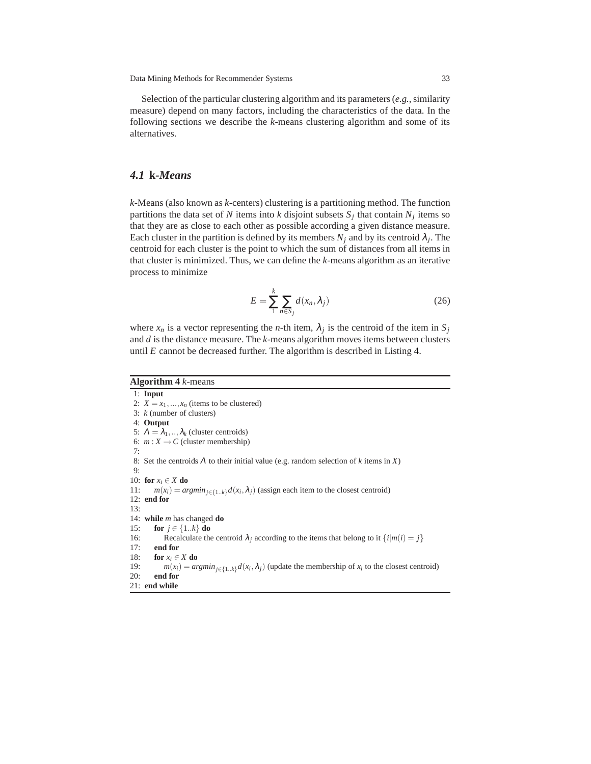Selection of the particular clustering algorithm and its parameters (*e.g.*, similarity measure) depend on many factors, including the characteristics of the data. In the following sections we describe the *k*-means clustering algorithm and some of its alternatives.

### *4.1* k*-Means*

*k*-Means (also known as *k*-centers) clustering is a partitioning method. The function partitions the data set of $N$ items into $k$ disjoint subsets $S_j$ that contain $N_j$ items so that they are as close to each other as possible according a given distance measure. Each cluster in the partition is defined by its members $N_j$ and by its centroid $\lambda_j$. The centroid for each cluster is the point to which the sum of distances from all items in that cluster is minimized. Thus, we can define the *k*-means algorithm as an iterative process to minimize

$$E = \sum_{1}^{k} \sum_{n \in S_j} d(x_n, \lambda_j) \tag{26}$$

where $x_n$ is a vector representing the $n$-th item, $\lambda_j$ is the centroid of the item in $S_j$ and $d$ is the distance measure. The *k*-means algorithm moves items between clusters until $E$ cannot be decreased further. The algorithm is described in Listing 4.

**Algorithm 4** *k*-means

```
1:  Input
2:  X = x_1, ..., x_n (items to be clustered)
3:  k (number of clusters)
4:  Output
5:  Λ = λ_1, .., λ_k (cluster centroids)
6:  m : X → C (cluster membership)
7:
8:  Set the centroids Λ to their initial value (e.g. random selection of k items in X)
9:
10: for x_i ∈ X do
11:     m(x_i) = argmin_{j∈{1..k}} d(x_i, λ_j) (assign each item to the closest centroid)
12: end for
13:
14: while m has changed do
15:     for j ∈ {1..k} do
16:         Recalculate the centroid λ_j according to the items that belong to it {i|m(i) = j}
17:     end for
18:     for x_i ∈ X do
19:         m(x_i) = argmin_{j∈{1..k}} d(x_i, λ_j) (update the membership of x_i to the closest centroid)
20:     end for
21: end while
```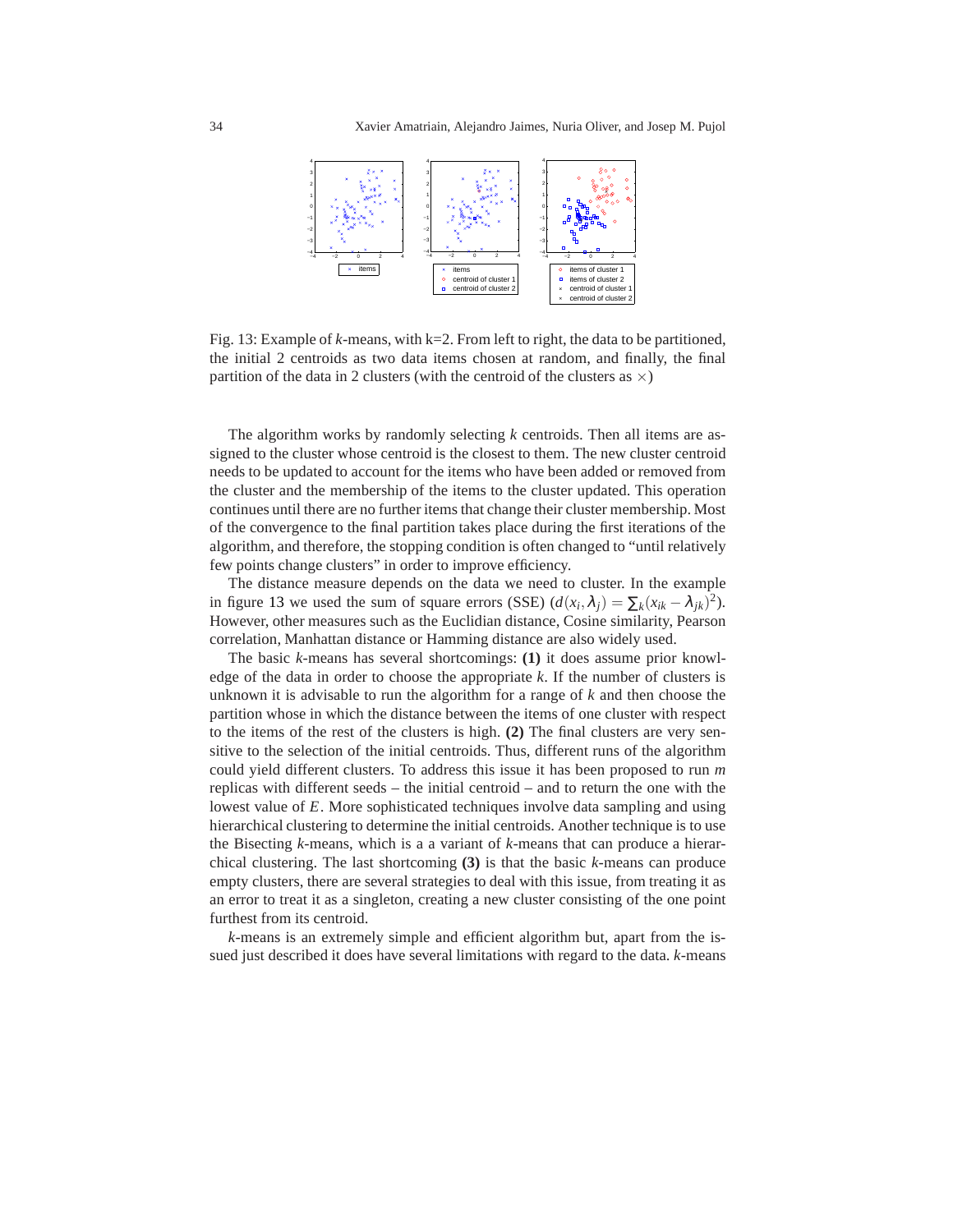Fig. 13: Example of *k*-means, with k=2. From left to right, the data to be partitioned, the initial 2 centroids as two data items chosen at random, and finally, the final partition of the data in 2 clusters (with the centroid of the clusters as $\times$)

The algorithm works by randomly selecting *k* centroids. Then all items are assigned to the cluster whose centroid is the closest to them. The new cluster centroid needs to be updated to account for the items who have been added or removed from the cluster and the membership of the items to the cluster updated. This operation continues until there are no further items that change their cluster membership. Most of the convergence to the final partition takes place during the first iterations of the algorithm, and therefore, the stopping condition is often changed to "until relatively few points change clusters" in order to improve efficiency.

The distance measure depends on the data we need to cluster. In the example in figure 13 we used the sum of square errors (SSE) ($d(x_i, \lambda_j) = \sum_k (x_{ik} - \lambda_{jk})^2$). However, other measures such as the Euclidian distance, Cosine similarity, Pearson correlation, Manhattan distance or Hamming distance are also widely used.

The basic *k*-means has several shortcomings: **(1)** it does assume prior knowledge of the data in order to choose the appropriate *k*. If the number of clusters is unknown it is advisable to run the algorithm for a range of *k* and then choose the partition whose in which the distance between the items of one cluster with respect to the items of the rest of the clusters is high. **(2)** The final clusters are very sensitive to the selection of the initial centroids. Thus, different runs of the algorithm could yield different clusters. To address this issue it has been proposed to run *m* replicas with different seeds – the initial centroid – and to return the one with the lowest value of *E*. More sophisticated techniques involve data sampling and using hierarchical clustering to determine the initial centroids. Another technique is to use the Bisecting *k*-means, which is a a variant of *k*-means that can produce a hierarchical clustering. The last shortcoming **(3)** is that the basic *k*-means can produce empty clusters, there are several strategies to deal with this issue, from treating it as an error to treat it as a singleton, creating a new cluster consisting of the one point furthest from its centroid.

*k*-means is an extremely simple and efficient algorithm but, apart from the issued just described it does have several limitations with regard to the data. *k*-means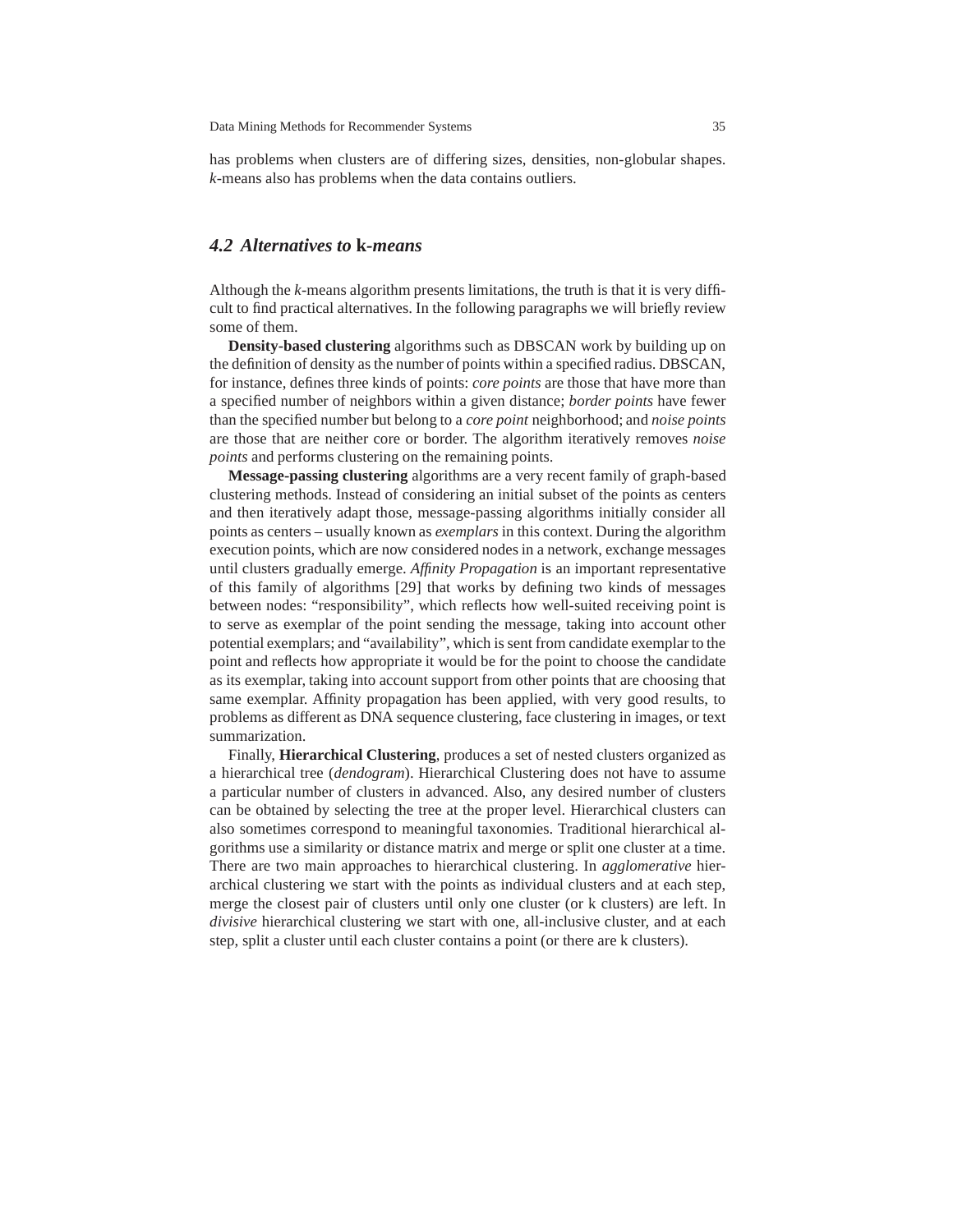has problems when clusters are of differing sizes, densities, non-globular shapes. *k*-means also has problems when the data contains outliers.

### *4.2 Alternatives to* **k**-*means*

Although the *k*-means algorithm presents limitations, the truth is that it is very difficult to find practical alternatives. In the following paragraphs we will briefly review some of them.

**Density-based clustering** algorithms such as DBSCAN work by building up on the definition of density as the number of points within a specified radius. DBSCAN, for instance, defines three kinds of points: *core points* are those that have more than a specified number of neighbors within a given distance; *border points* have fewer than the specified number but belong to a *core point* neighborhood; and *noise points* are those that are neither core or border. The algorithm iteratively removes *noise points* and performs clustering on the remaining points.

**Message-passing clustering** algorithms are a very recent family of graph-based clustering methods. Instead of considering an initial subset of the points as centers and then iteratively adapt those, message-passing algorithms initially consider all points as centers – usually known as *exemplars* in this context. During the algorithm execution points, which are now considered nodes in a network, exchange messages until clusters gradually emerge. *Affinity Propagation* is an important representative of this family of algorithms [29] that works by defining two kinds of messages between nodes: "responsibility", which reflects how well-suited receiving point is to serve as exemplar of the point sending the message, taking into account other potential exemplars; and "availability", which is sent from candidate exemplar to the point and reflects how appropriate it would be for the point to choose the candidate as its exemplar, taking into account support from other points that are choosing that same exemplar. Affinity propagation has been applied, with very good results, to problems as different as DNA sequence clustering, face clustering in images, or text summarization.

Finally, **Hierarchical Clustering**, produces a set of nested clusters organized as a hierarchical tree (*dendogram*). Hierarchical Clustering does not have to assume a particular number of clusters in advanced. Also, any desired number of clusters can be obtained by selecting the tree at the proper level. Hierarchical clusters can also sometimes correspond to meaningful taxonomies. Traditional hierarchical algorithms use a similarity or distance matrix and merge or split one cluster at a time. There are two main approaches to hierarchical clustering. In *agglomerative* hierarchical clustering we start with the points as individual clusters and at each step, merge the closest pair of clusters until only one cluster (or k clusters) are left. In *divisive* hierarchical clustering we start with one, all-inclusive cluster, and at each step, split a cluster until each cluster contains a point (or there are k clusters).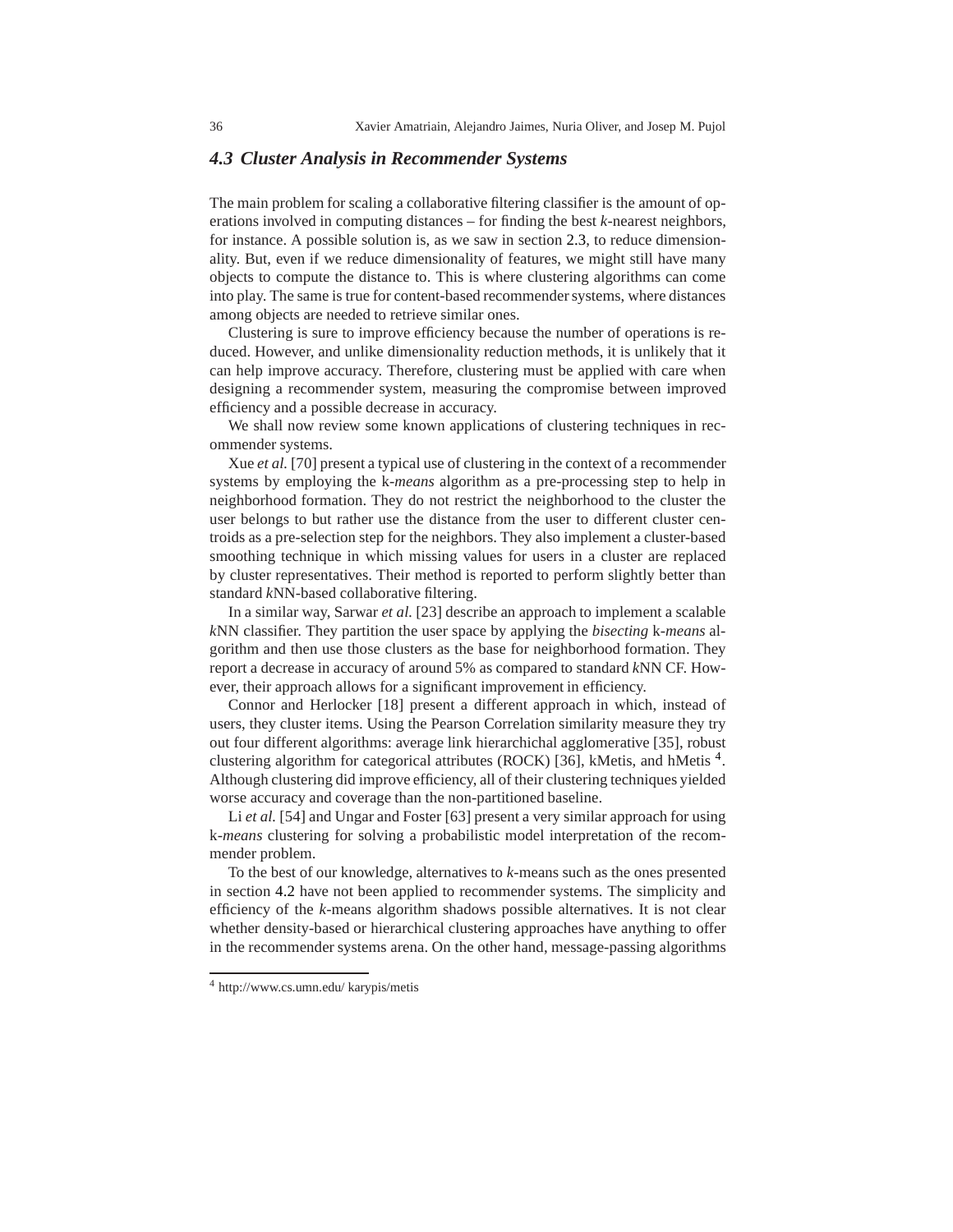### 4.3 Cluster Analysis in Recommender Systems

The main problem for scaling a collaborative filtering classifier is the amount of operations involved in computing distances – for finding the best *k*-nearest neighbors, for instance. A possible solution is, as we saw in section 2.3, to reduce dimensionality. But, even if we reduce dimensionality of features, we might still have many objects to compute the distance to. This is where clustering algorithms can come into play. The same is true for content-based recommender systems, where distances among objects are needed to retrieve similar ones.

Clustering is sure to improve efficiency because the number of operations is reduced. However, and unlike dimensionality reduction methods, it is unlikely that it can help improve accuracy. Therefore, clustering must be applied with care when designing a recommender system, measuring the compromise between improved efficiency and a possible decrease in accuracy.

We shall now review some known applications of clustering techniques in recommender systems.

Xue *et al.* [70] present a typical use of clustering in the context of a recommender systems by employing the k-*means* algorithm as a pre-processing step to help in neighborhood formation. They do not restrict the neighborhood to the cluster the user belongs to but rather use the distance from the user to different cluster centroids as a pre-selection step for the neighbors. They also implement a cluster-based smoothing technique in which missing values for users in a cluster are replaced by cluster representatives. Their method is reported to perform slightly better than standard *k*NN-based collaborative filtering.

In a similar way, Sarwar *et al.* [23] describe an approach to implement a scalable *k*NN classifier. They partition the user space by applying the *bisecting* k-*means* algorithm and then use those clusters as the base for neighborhood formation. They report a decrease in accuracy of around 5% as compared to standard *k*NN CF. However, their approach allows for a significant improvement in efficiency.

Connor and Herlocker [18] present a different approach in which, instead of users, they cluster items. Using the Pearson Correlation similarity measure they try out four different algorithms: average link hierarchichal agglomerative [35], robust clustering algorithm for categorical attributes (ROCK) [36], kMetis, and hMetis [4]. Although clustering did improve efficiency, all of their clustering techniques yielded worse accuracy and coverage than the non-partitioned baseline.

Li *et al.* [54] and Ungar and Foster [63] present a very similar approach for using k-*means* clustering for solving a probabilistic model interpretation of the recommender problem.

To the best of our knowledge, alternatives to *k*-means such as the ones presented in section 4.2 have not been applied to recommender systems. The simplicity and efficiency of the *k*-means algorithm shadows possible alternatives. It is not clear whether density-based or hierarchical clustering approaches have anything to offer in the recommender systems arena. On the other hand, message-passing algorithms

[4] http://www.cs.umn.edu/ karypis/metis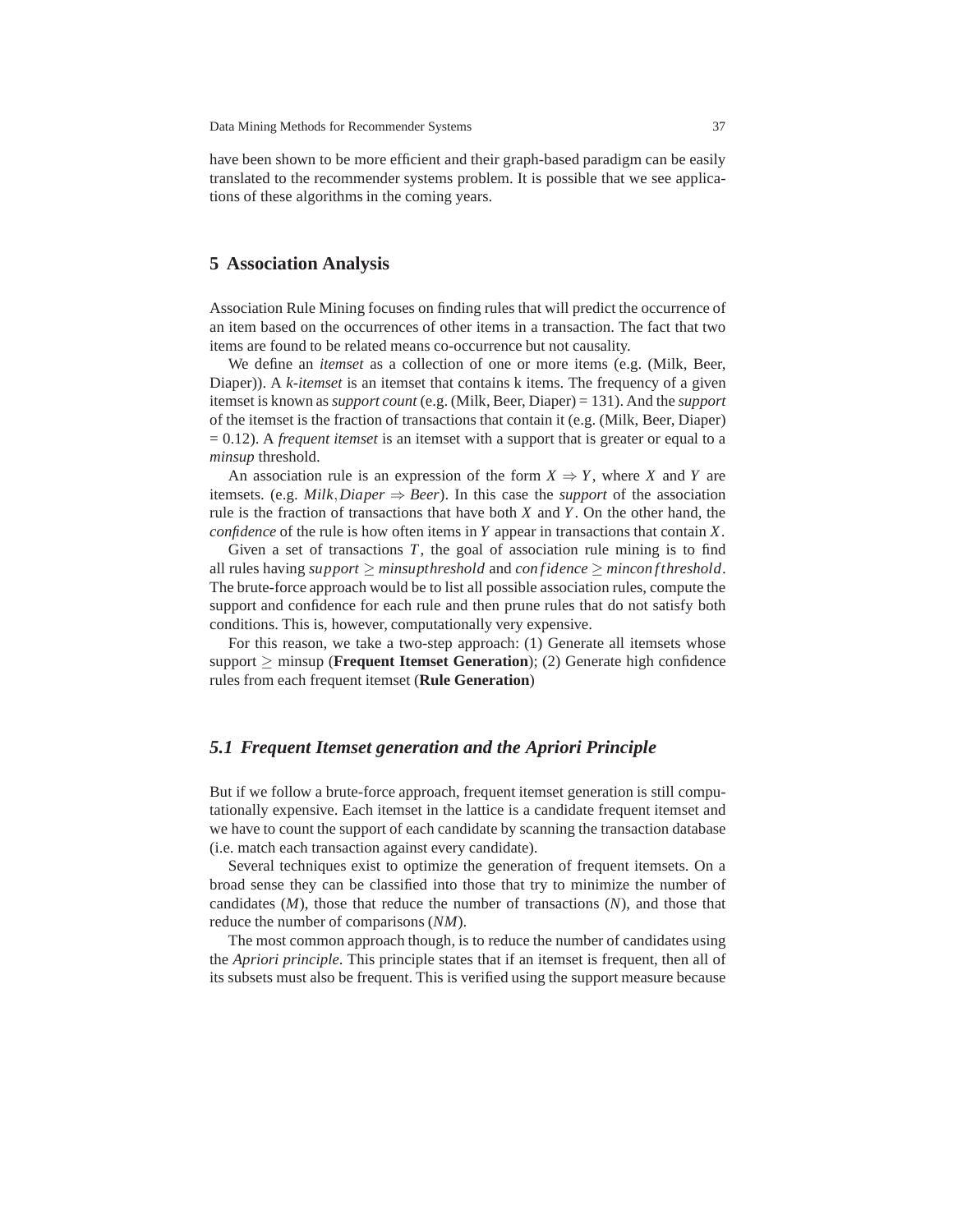have been shown to be more efficient and their graph-based paradigm can be easily translated to the recommender systems problem. It is possible that we see applications of these algorithms in the coming years.

## 5 Association Analysis

Association Rule Mining focuses on finding rules that will predict the occurrence of an item based on the occurrences of other items in a transaction. The fact that two items are found to be related means co-occurrence but not causality.

We define an *itemset* as a collection of one or more items (e.g. (Milk, Beer, Diaper)). A *k-itemset* is an itemset that contains k items. The frequency of a given itemset is known as *support count* (e.g. (Milk, Beer, Diaper) = 131). And the *support* of the itemset is the fraction of transactions that contain it (e.g. (Milk, Beer, Diaper) = 0.12). A *frequent itemset* is an itemset with a support that is greater or equal to a *minsup* threshold.

An association rule is an expression of the form $X \Rightarrow Y$, where $X$ and $Y$ are itemsets. (e.g. $Milk, Diaper \Rightarrow Beer$). In this case the *support* of the association rule is the fraction of transactions that have both $X$ and $Y$. On the other hand, the *confidence* of the rule is how often items in $Y$ appear in transactions that contain $X$.

Given a set of transactions $T$, the goal of association rule mining is to find all rules having $support \geq minsupthreshold$ and $confidence \geq minconfthreshold$. The brute-force approach would be to list all possible association rules, compute the support and confidence for each rule and then prune rules that do not satisfy both conditions. This is, however, computationally very expensive.

For this reason, we take a two-step approach: (1) Generate all itemsets whose support $\geq$ minsup (**Frequent Itemset Generation**); (2) Generate high confidence rules from each frequent itemset (**Rule Generation**)

### *5.1 Frequent Itemset generation and the Apriori Principle*

But if we follow a brute-force approach, frequent itemset generation is still computationally expensive. Each itemset in the lattice is a candidate frequent itemset and we have to count the support of each candidate by scanning the transaction database (i.e. match each transaction against every candidate).

Several techniques exist to optimize the generation of frequent itemsets. On a broad sense they can be classified into those that try to minimize the number of candidates (*M*), those that reduce the number of transactions (*N*), and those that reduce the number of comparisons (*NM*).

The most common approach though, is to reduce the number of candidates using the *Apriori principle*. This principle states that if an itemset is frequent, then all of its subsets must also be frequent. This is verified using the support measure because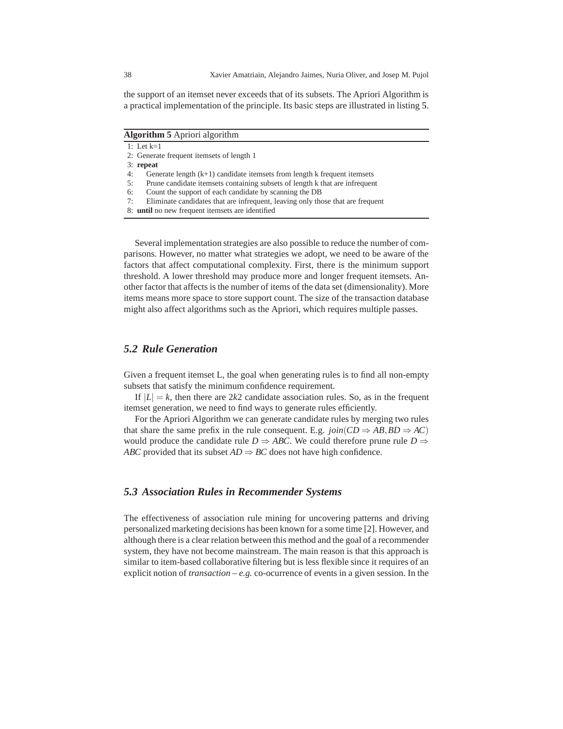the support of an itemset never exceeds that of its subsets. The Apriori Algorithm is a practical implementation of the principle. Its basic steps are illustrated in listing 5.

**Algorithm 5** Apriori algorithm

```
1: Let k=1
2: Generate frequent itemsets of length 1
3: repeat
4:    Generate length (k+1) candidate itemsets from length k frequent itemsets
5:    Prune candidate itemsets containing subsets of length k that are infrequent
6:    Count the support of each candidate by scanning the DB
7:    Eliminate candidates that are infrequent, leaving only those that are frequent
8: until no new frequent itemsets are identified
```

Several implementation strategies are also possible to reduce the number of comparisons. However, no matter what strategies we adopt, we need to be aware of the factors that affect computational complexity. First, there is the minimum support threshold. A lower threshold may produce more and longer frequent itemsets. Another factor that affects is the number of items of the data set (dimensionality). More items means more space to store support count. The size of the transaction database might also affect algorithms such as the Apriori, which requires multiple passes.

## *5.2 Rule Generation*

Given a frequent itemset L, the goal when generating rules is to find all non-empty subsets that satisfy the minimum confidence requirement.

If $|L| = k$, then there are $2k2$ candidate association rules. So, as in the frequent itemset generation, we need to find ways to generate rules efficiently.

For the Apriori Algorithm we can generate candidate rules by merging two rules that share the same prefix in the rule consequent. E.g. $join(CD \Rightarrow AB, BD \Rightarrow AC)$ would produce the candidate rule $D \Rightarrow ABC$. We could therefore prune rule $D \Rightarrow ABC$ provided that its subset $AD \Rightarrow BC$ does not have high confidence.

## *5.3 Association Rules in Recommender Systems*

The effectiveness of association rule mining for uncovering patterns and driving personalized marketing decisions has been known for a some time [2]. However, and although there is a clear relation between this method and the goal of a recommender system, they have not become mainstream. The main reason is that this approach is similar to item-based collaborative filtering but is less flexible since it requires of an explicit notion of *transaction* – *e.g.* co-ocurrence of events in a given session. In the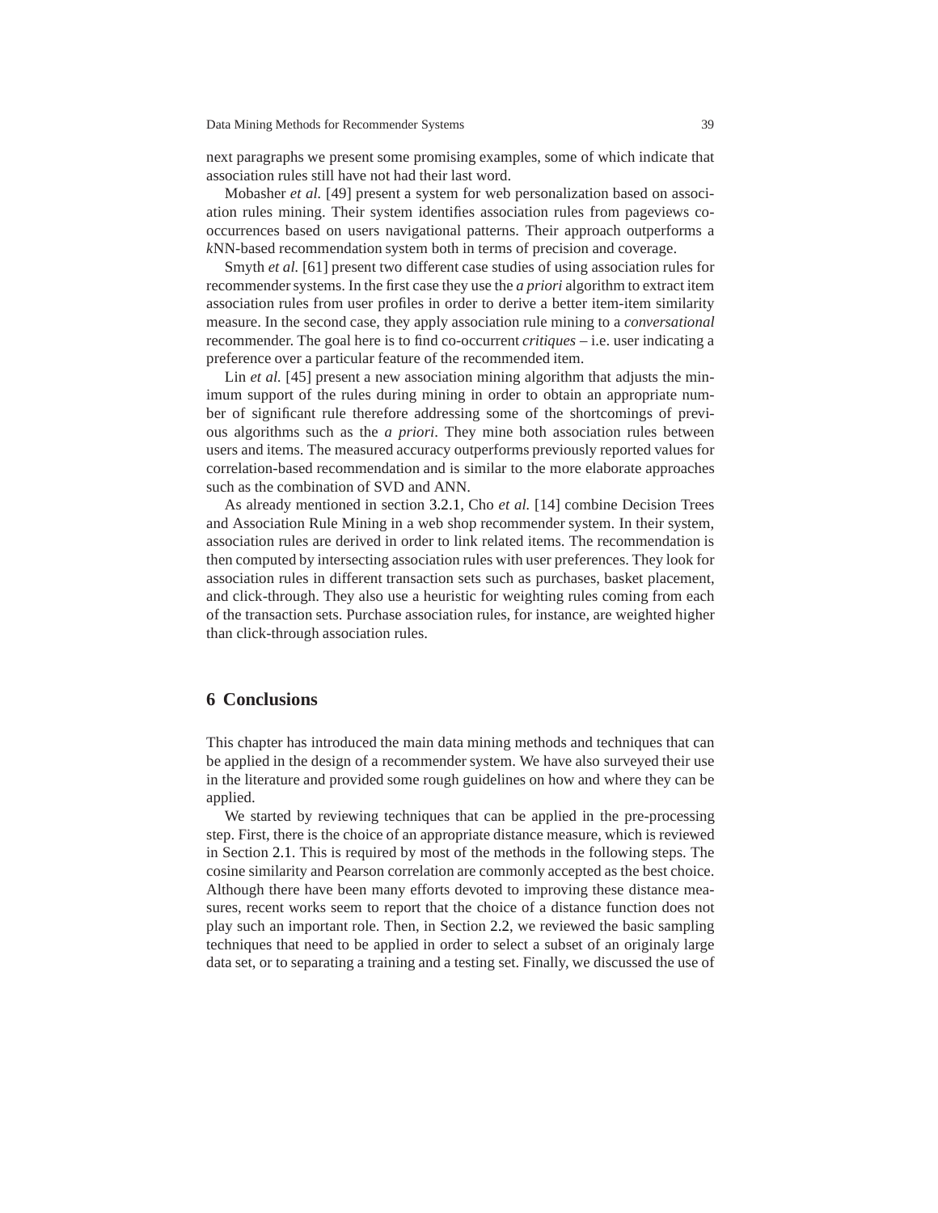next paragraphs we present some promising examples, some of which indicate that association rules still have not had their last word.

Mobasher *et al.* [49] present a system for web personalization based on association rules mining. Their system identifies association rules from pageviews co-occurrences based on users navigational patterns. Their approach outperforms a *k*NN-based recommendation system both in terms of precision and coverage.

Smyth *et al.* [61] present two different case studies of using association rules for recommender systems. In the first case they use the *a priori* algorithm to extract item association rules from user profiles in order to derive a better item-item similarity measure. In the second case, they apply association rule mining to a *conversational* recommender. The goal here is to find co-occurrent *critiques* – i.e. user indicating a preference over a particular feature of the recommended item.

Lin *et al.* [45] present a new association mining algorithm that adjusts the minimum support of the rules during mining in order to obtain an appropriate number of significant rule therefore addressing some of the shortcomings of previous algorithms such as the *a priori*. They mine both association rules between users and items. The measured accuracy outperforms previously reported values for correlation-based recommendation and is similar to the more elaborate approaches such as the combination of SVD and ANN.

As already mentioned in section 3.2.1, Cho *et al.* [14] combine Decision Trees and Association Rule Mining in a web shop recommender system. In their system, association rules are derived in order to link related items. The recommendation is then computed by intersecting association rules with user preferences. They look for association rules in different transaction sets such as purchases, basket placement, and click-through. They also use a heuristic for weighting rules coming from each of the transaction sets. Purchase association rules, for instance, are weighted higher than click-through association rules.

## 6 Conclusions

This chapter has introduced the main data mining methods and techniques that can be applied in the design of a recommender system. We have also surveyed their use in the literature and provided some rough guidelines on how and where they can be applied.

We started by reviewing techniques that can be applied in the pre-processing step. First, there is the choice of an appropriate distance measure, which is reviewed in Section 2.1. This is required by most of the methods in the following steps. The cosine similarity and Pearson correlation are commonly accepted as the best choice. Although there have been many efforts devoted to improving these distance measures, recent works seem to report that the choice of a distance function does not play such an important role. Then, in Section 2.2, we reviewed the basic sampling techniques that need to be applied in order to select a subset of an originaly large data set, or to separating a training and a testing set. Finally, we discussed the use of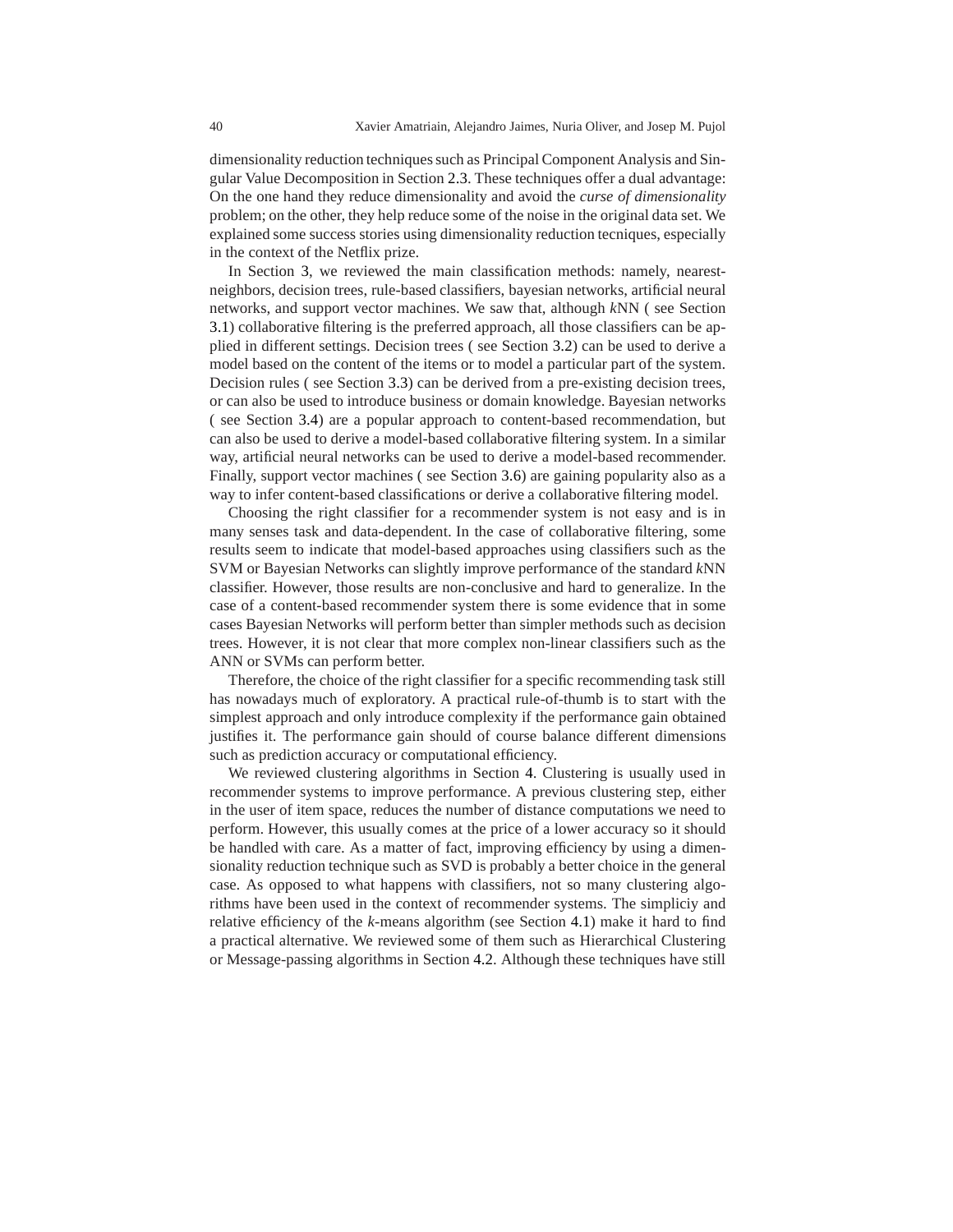dimensionality reduction techniques such as Principal Component Analysis and Singular Value Decomposition in Section 2.3. These techniques offer a dual advantage: On the one hand they reduce dimensionality and avoid the *curse of dimensionality* problem; on the other, they help reduce some of the noise in the original data set. We explained some success stories using dimensionality reduction tecniques, especially in the context of the Netflix prize.

In Section 3, we reviewed the main classification methods: namely, nearest-neighbors, decision trees, rule-based classifiers, bayesian networks, artificial neural networks, and support vector machines. We saw that, although *k*NN ( see Section 3.1) collaborative filtering is the preferred approach, all those classifiers can be applied in different settings. Decision trees ( see Section 3.2) can be used to derive a model based on the content of the items or to model a particular part of the system. Decision rules ( see Section 3.3) can be derived from a pre-existing decision trees, or can also be used to introduce business or domain knowledge. Bayesian networks ( see Section 3.4) are a popular approach to content-based recommendation, but can also be used to derive a model-based collaborative filtering system. In a similar way, artificial neural networks can be used to derive a model-based recommender. Finally, support vector machines ( see Section 3.6) are gaining popularity also as a way to infer content-based classifications or derive a collaborative filtering model.

Choosing the right classifier for a recommender system is not easy and is in many senses task and data-dependent. In the case of collaborative filtering, some results seem to indicate that model-based approaches using classifiers such as the SVM or Bayesian Networks can slightly improve performance of the standard *k*NN classifier. However, those results are non-conclusive and hard to generalize. In the case of a content-based recommender system there is some evidence that in some cases Bayesian Networks will perform better than simpler methods such as decision trees. However, it is not clear that more complex non-linear classifiers such as the ANN or SVMs can perform better.

Therefore, the choice of the right classifier for a specific recommending task still has nowadays much of exploratory. A practical rule-of-thumb is to start with the simplest approach and only introduce complexity if the performance gain obtained justifies it. The performance gain should of course balance different dimensions such as prediction accuracy or computational efficiency.

We reviewed clustering algorithms in Section 4. Clustering is usually used in recommender systems to improve performance. A previous clustering step, either in the user of item space, reduces the number of distance computations we need to perform. However, this usually comes at the price of a lower accuracy so it should be handled with care. As a matter of fact, improving efficiency by using a dimensionality reduction technique such as SVD is probably a better choice in the general case. As opposed to what happens with classifiers, not so many clustering algorithms have been used in the context of recommender systems. The simpliciy and relative efficiency of the *k*-means algorithm (see Section 4.1) make it hard to find a practical alternative. We reviewed some of them such as Hierarchical Clustering or Message-passing algorithms in Section 4.2. Although these techniques have still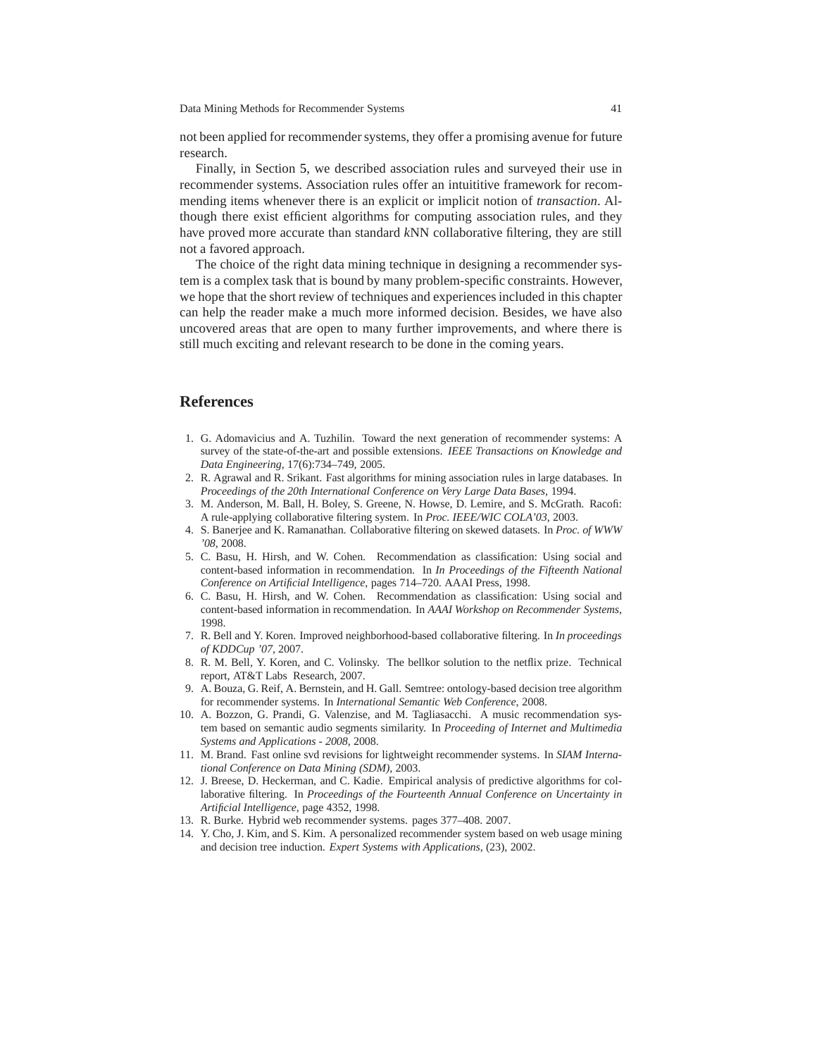not been applied for recommender systems, they offer a promising avenue for future research.

Finally, in Section 5, we described association rules and surveyed their use in recommender systems. Association rules offer an intuititive framework for recommending items whenever there is an explicit or implicit notion of *transaction*. Although there exist efficient algorithms for computing association rules, and they have proved more accurate than standard *k*NN collaborative filtering, they are still not a favored approach.

The choice of the right data mining technique in designing a recommender system is a complex task that is bound by many problem-specific constraints. However, we hope that the short review of techniques and experiences included in this chapter can help the reader make a much more informed decision. Besides, we have also uncovered areas that are open to many further improvements, and where there is still much exciting and relevant research to be done in the coming years.

## References

1. G. Adomavicius and A. Tuzhilin. Toward the next generation of recommender systems: A survey of the state-of-the-art and possible extensions. *IEEE Transactions on Knowledge and Data Engineering*, 17(6):734–749, 2005.
2. R. Agrawal and R. Srikant. Fast algorithms for mining association rules in large databases. In *Proceedings of the 20th International Conference on Very Large Data Bases*, 1994.
3. M. Anderson, M. Ball, H. Boley, S. Greene, N. Howse, D. Lemire, and S. McGrath. Racofi: A rule-applying collaborative filtering system. In *Proc. IEEE/WIC COLA'03*, 2003.
4. S. Banerjee and K. Ramanathan. Collaborative filtering on skewed datasets. In *Proc. of WWW '08*, 2008.
5. C. Basu, H. Hirsh, and W. Cohen. Recommendation as classification: Using social and content-based information in recommendation. In *In Proceedings of the Fifteenth National Conference on Artificial Intelligence*, pages 714–720. AAAI Press, 1998.
6. C. Basu, H. Hirsh, and W. Cohen. Recommendation as classification: Using social and content-based information in recommendation. In *AAAI Workshop on Recommender Systems*, 1998.
7. R. Bell and Y. Koren. Improved neighborhood-based collaborative filtering. In *In proceedings of KDDCup '07*, 2007.
8. R. M. Bell, Y. Koren, and C. Volinsky. The bellkor solution to the netflix prize. Technical report, AT&T Labs Research, 2007.
9. A. Bouza, G. Reif, A. Bernstein, and H. Gall. Semtree: ontology-based decision tree algorithm for recommender systems. In *International Semantic Web Conference*, 2008.
10. A. Bozzon, G. Prandi, G. Valenzise, and M. Tagliasacchi. A music recommendation system based on semantic audio segments similarity. In *Proceeding of Internet and Multimedia Systems and Applications - 2008*, 2008.
11. M. Brand. Fast online svd revisions for lightweight recommender systems. In *SIAM International Conference on Data Mining (SDM)*, 2003.
12. J. Breese, D. Heckerman, and C. Kadie. Empirical analysis of predictive algorithms for collaborative filtering. In *Proceedings of the Fourteenth Annual Conference on Uncertainty in Artificial Intelligence*, page 4352, 1998.
13. R. Burke. Hybrid web recommender systems. pages 377–408. 2007.
14. Y. Cho, J. Kim, and S. Kim. A personalized recommender system based on web usage mining and decision tree induction. *Expert Systems with Applications*, (23), 2002.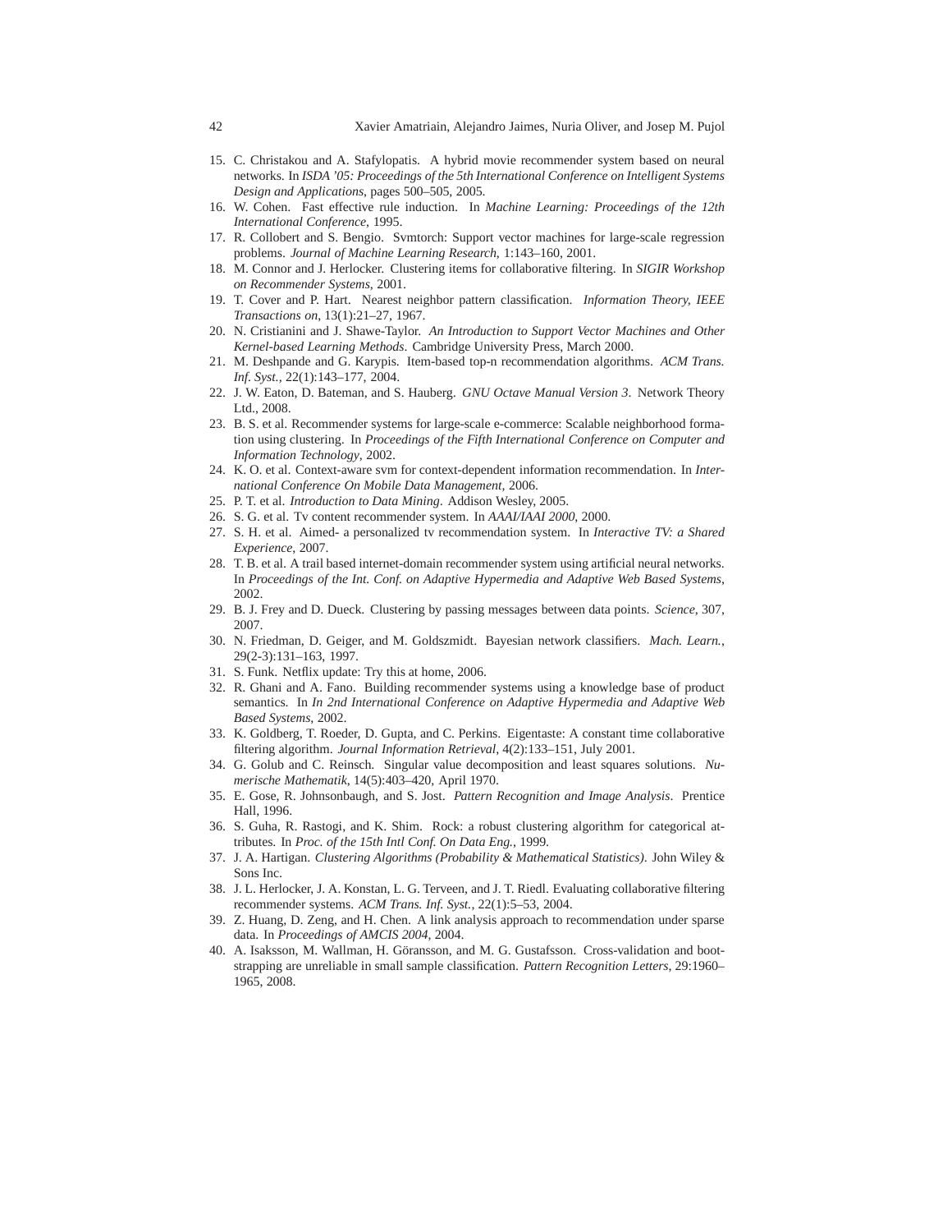15. C. Christakou and A. Stafylopatis. A hybrid movie recommender system based on neural networks. In *ISDA '05: Proceedings of the 5th International Conference on Intelligent Systems Design and Applications*, pages 500–505, 2005.
16. W. Cohen. Fast effective rule induction. In *Machine Learning: Proceedings of the 12th International Conference*, 1995.
17. R. Collobert and S. Bengio. Svmtorch: Support vector machines for large-scale regression problems. *Journal of Machine Learning Research*, 1:143–160, 2001.
18. M. Connor and J. Herlocker. Clustering items for collaborative filtering. In *SIGIR Workshop on Recommender Systems*, 2001.
19. T. Cover and P. Hart. Nearest neighbor pattern classification. *Information Theory, IEEE Transactions on*, 13(1):21–27, 1967.
20. N. Cristianini and J. Shawe-Taylor. *An Introduction to Support Vector Machines and Other Kernel-based Learning Methods*. Cambridge University Press, March 2000.
21. M. Deshpande and G. Karypis. Item-based top-n recommendation algorithms. *ACM Trans. Inf. Syst.*, 22(1):143–177, 2004.
22. J. W. Eaton, D. Bateman, and S. Hauberg. *GNU Octave Manual Version 3*. Network Theory Ltd., 2008.
23. B. S. et al. Recommender systems for large-scale e-commerce: Scalable neighborhood formation using clustering. In *Proceedings of the Fifth International Conference on Computer and Information Technology*, 2002.
24. K. O. et al. Context-aware svm for context-dependent information recommendation. In *International Conference On Mobile Data Management*, 2006.
25. P. T. et al. *Introduction to Data Mining*. Addison Wesley, 2005.
26. S. G. et al. Tv content recommender system. In *AAAI/IAAI 2000*, 2000.
27. S. H. et al. Aimed- a personalized tv recommendation system. In *Interactive TV: a Shared Experience*, 2007.
28. T. B. et al. A trail based internet-domain recommender system using artificial neural networks. In *Proceedings of the Int. Conf. on Adaptive Hypermedia and Adaptive Web Based Systems*, 2002.
29. B. J. Frey and D. Dueck. Clustering by passing messages between data points. *Science*, 307, 2007.
30. N. Friedman, D. Geiger, and M. Goldszmidt. Bayesian network classifiers. *Mach. Learn.*, 29(2-3):131–163, 1997.
31. S. Funk. Netflix update: Try this at home, 2006.
32. R. Ghani and A. Fano. Building recommender systems using a knowledge base of product semantics. In *In 2nd International Conference on Adaptive Hypermedia and Adaptive Web Based Systems*, 2002.
33. K. Goldberg, T. Roeder, D. Gupta, and C. Perkins. Eigentaste: A constant time collaborative filtering algorithm. *Journal Information Retrieval*, 4(2):133–151, July 2001.
34. G. Golub and C. Reinsch. Singular value decomposition and least squares solutions. *Numerische Mathematik*, 14(5):403–420, April 1970.
35. E. Gose, R. Johnsonbaugh, and S. Jost. *Pattern Recognition and Image Analysis*. Prentice Hall, 1996.
36. S. Guha, R. Rastogi, and K. Shim. Rock: a robust clustering algorithm for categorical attributes. In *Proc. of the 15th Intl Conf. On Data Eng.*, 1999.
37. J. A. Hartigan. *Clustering Algorithms (Probability & Mathematical Statistics)*. John Wiley & Sons Inc.
38. J. L. Herlocker, J. A. Konstan, L. G. Terveen, and J. T. Riedl. Evaluating collaborative filtering recommender systems. *ACM Trans. Inf. Syst.*, 22(1):5–53, 2004.
39. Z. Huang, D. Zeng, and H. Chen. A link analysis approach to recommendation under sparse data. In *Proceedings of AMCIS 2004*, 2004.
40. A. Isaksson, M. Wallman, H. Göransson, and M. G. Gustafsson. Cross-validation and bootstrapping are unreliable in small sample classification. *Pattern Recognition Letters*, 29:1960–1965, 2008.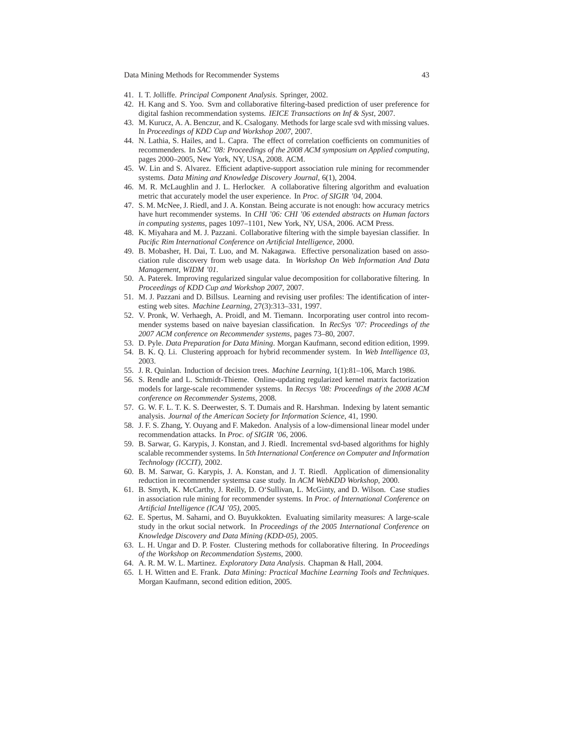41. I. T. Jolliffe. *Principal Component Analysis*. Springer, 2002.
42. H. Kang and S. Yoo. Svm and collaborative filtering-based prediction of user preference for digital fashion recommendation systems. *IEICE Transactions on Inf & Syst*, 2007.
43. M. Kurucz, A. A. Benczur, and K. Csalogany. Methods for large scale svd with missing values. In *Proceedings of KDD Cup and Workshop 2007*, 2007.
44. N. Lathia, S. Hailes, and L. Capra. The effect of correlation coefficients on communities of recommenders. In *SAC '08: Proceedings of the 2008 ACM symposium on Applied computing*, pages 2000–2005, New York, NY, USA, 2008. ACM.
45. W. Lin and S. Alvarez. Efficient adaptive-support association rule mining for recommender systems. *Data Mining and Knowledge Discovery Journal*, 6(1), 2004.
46. M. R. McLaughlin and J. L. Herlocker. A collaborative filtering algorithm and evaluation metric that accurately model the user experience. In *Proc. of SIGIR '04*, 2004.
47. S. M. McNee, J. Riedl, and J. A. Konstan. Being accurate is not enough: how accuracy metrics have hurt recommender systems. In *CHI '06: CHI '06 extended abstracts on Human factors in computing systems*, pages 1097–1101, New York, NY, USA, 2006. ACM Press.
48. K. Miyahara and M. J. Pazzani. Collaborative filtering with the simple bayesian classifier. In *Pacific Rim International Conference on Artificial Intelligence*, 2000.
49. B. Mobasher, H. Dai, T. Luo, and M. Nakagawa. Effective personalization based on association rule discovery from web usage data. In *Workshop On Web Information And Data Management, WIDM '01*.
50. A. Paterek. Improving regularized singular value decomposition for collaborative filtering. In *Proceedings of KDD Cup and Workshop 2007*, 2007.
51. M. J. Pazzani and D. Billsus. Learning and revising user profiles: The identification of interesting web sites. *Machine Learning*, 27(3):313–331, 1997.
52. V. Pronk, W. Verhaegh, A. Proidl, and M. Tiemann. Incorporating user control into recommender systems based on naive bayesian classification. In *RecSys '07: Proceedings of the 2007 ACM conference on Recommender systems*, pages 73–80, 2007.
53. D. Pyle. *Data Preparation for Data Mining*. Morgan Kaufmann, second edition edition, 1999.
54. B. K. Q. Li. Clustering approach for hybrid recommender system. In *Web Intelligence 03*, 2003.
55. J. R. Quinlan. Induction of decision trees. *Machine Learning*, 1(1):81–106, March 1986.
56. S. Rendle and L. Schmidt-Thieme. Online-updating regularized kernel matrix factorization models for large-scale recommender systems. In *Recsys '08: Proceedings of the 2008 ACM conference on Recommender Systems*, 2008.
57. G. W. F. L. T. K. S. Deerwester, S. T. Dumais and R. Harshman. Indexing by latent semantic analysis. *Journal of the American Society for Information Science*, 41, 1990.
58. J. F. S. Zhang, Y. Ouyang and F. Makedon. Analysis of a low-dimensional linear model under recommendation attacks. In *Proc. of SIGIR '06*, 2006.
59. B. Sarwar, G. Karypis, J. Konstan, and J. Riedl. Incremental svd-based algorithms for highly scalable recommender systems. In *5th International Conference on Computer and Information Technology (ICCIT)*, 2002.
60. B. M. Sarwar, G. Karypis, J. A. Konstan, and J. T. Riedl. Application of dimensionality reduction in recommender systemsa case study. In *ACM WebKDD Workshop*, 2000.
61. B. Smyth, K. McCarthy, J. Reilly, D. O'Sullivan, L. McGinty, and D. Wilson. Case studies in association rule mining for recommender systems. In *Proc. of International Conference on Artificial Intelligence (ICAI '05)*, 2005.
62. E. Spertus, M. Sahami, and O. Buyukkokten. Evaluating similarity measures: A large-scale study in the orkut social network. In *Proceedings of the 2005 International Conference on Knowledge Discovery and Data Mining (KDD-05)*, 2005.
63. L. H. Ungar and D. P. Foster. Clustering methods for collaborative filtering. In *Proceedings of the Workshop on Recommendation Systems*, 2000.
64. A. R. M. W. L. Martinez. *Exploratory Data Analysis*. Chapman & Hall, 2004.
65. I. H. Witten and E. Frank. *Data Mining: Practical Machine Learning Tools and Techniques*. Morgan Kaufmann, second edition edition, 2005.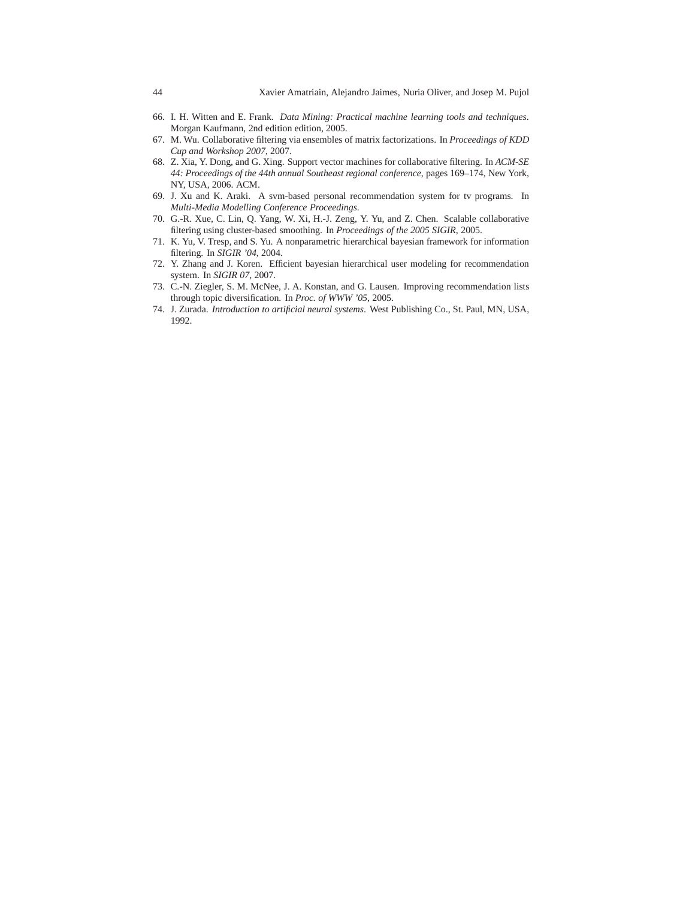66. I. H. Witten and E. Frank. *Data Mining: Practical machine learning tools and techniques*. Morgan Kaufmann, 2nd edition edition, 2005.
67. M. Wu. Collaborative filtering via ensembles of matrix factorizations. In *Proceedings of KDD Cup and Workshop 2007*, 2007.
68. Z. Xia, Y. Dong, and G. Xing. Support vector machines for collaborative filtering. In *ACM-SE 44: Proceedings of the 44th annual Southeast regional conference*, pages 169–174, New York, NY, USA, 2006. ACM.
69. J. Xu and K. Araki. A svm-based personal recommendation system for tv programs. In *Multi-Media Modelling Conference Proceedings*.
70. G.-R. Xue, C. Lin, Q. Yang, W. Xi, H.-J. Zeng, Y. Yu, and Z. Chen. Scalable collaborative filtering using cluster-based smoothing. In *Proceedings of the 2005 SIGIR*, 2005.
71. K. Yu, V. Tresp, and S. Yu. A nonparametric hierarchical bayesian framework for information filtering. In *SIGIR '04*, 2004.
72. Y. Zhang and J. Koren. Efficient bayesian hierarchical user modeling for recommendation system. In *SIGIR 07*, 2007.
73. C.-N. Ziegler, S. M. McNee, J. A. Konstan, and G. Lausen. Improving recommendation lists through topic diversification. In *Proc. of WWW '05*, 2005.
74. J. Zurada. *Introduction to artificial neural systems*. West Publishing Co., St. Paul, MN, USA, 1992.